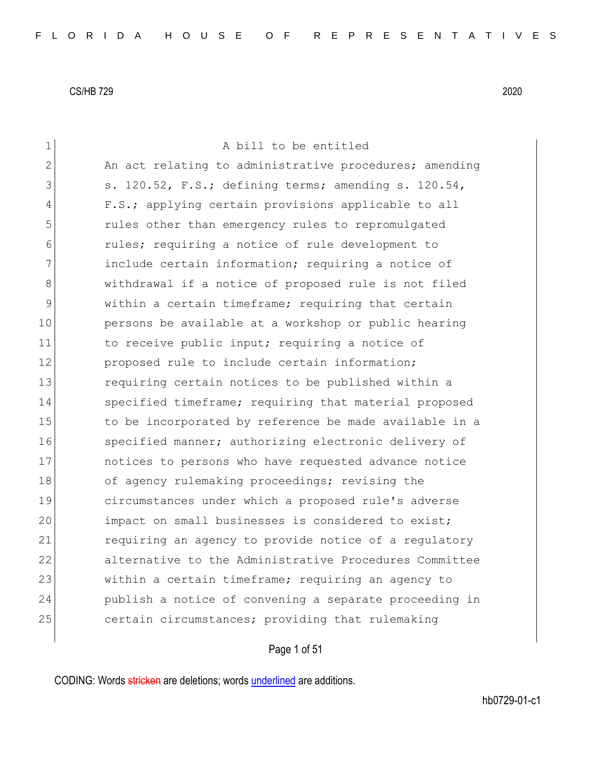CS/HB 729 2020

A bill to be entitled

An act relating to administrative procedures; amending s. 120.52, F.S.; defining terms; amending s. 120.54, F.S.; applying certain provisions applicable to all rules other than emergency rules to repromulgated rules; requiring a notice of rule development to include certain information; requiring a notice of withdrawal if a notice of proposed rule is not filed within a certain timeframe; requiring that certain persons be available at a workshop or public hearing to receive public input; requiring a notice of proposed rule to include certain information; requiring certain notices to be published within a specified timeframe; requiring that material proposed to be incorporated by reference be made available in a specified manner; authorizing electronic delivery of notices to persons who have requested advance notice of agency rulemaking proceedings; revising the circumstances under which a proposed rule's adverse impact on small businesses is considered to exist; requiring an agency to provide notice of a regulatory alternative to the Administrative Procedures Committee within a certain timeframe; requiring an agency to publish a notice of convening a separate proceeding in certain circumstances; providing that rulemaking

CODING: Words stricken are deletions; words underlined are additions.

hb0729-01-c1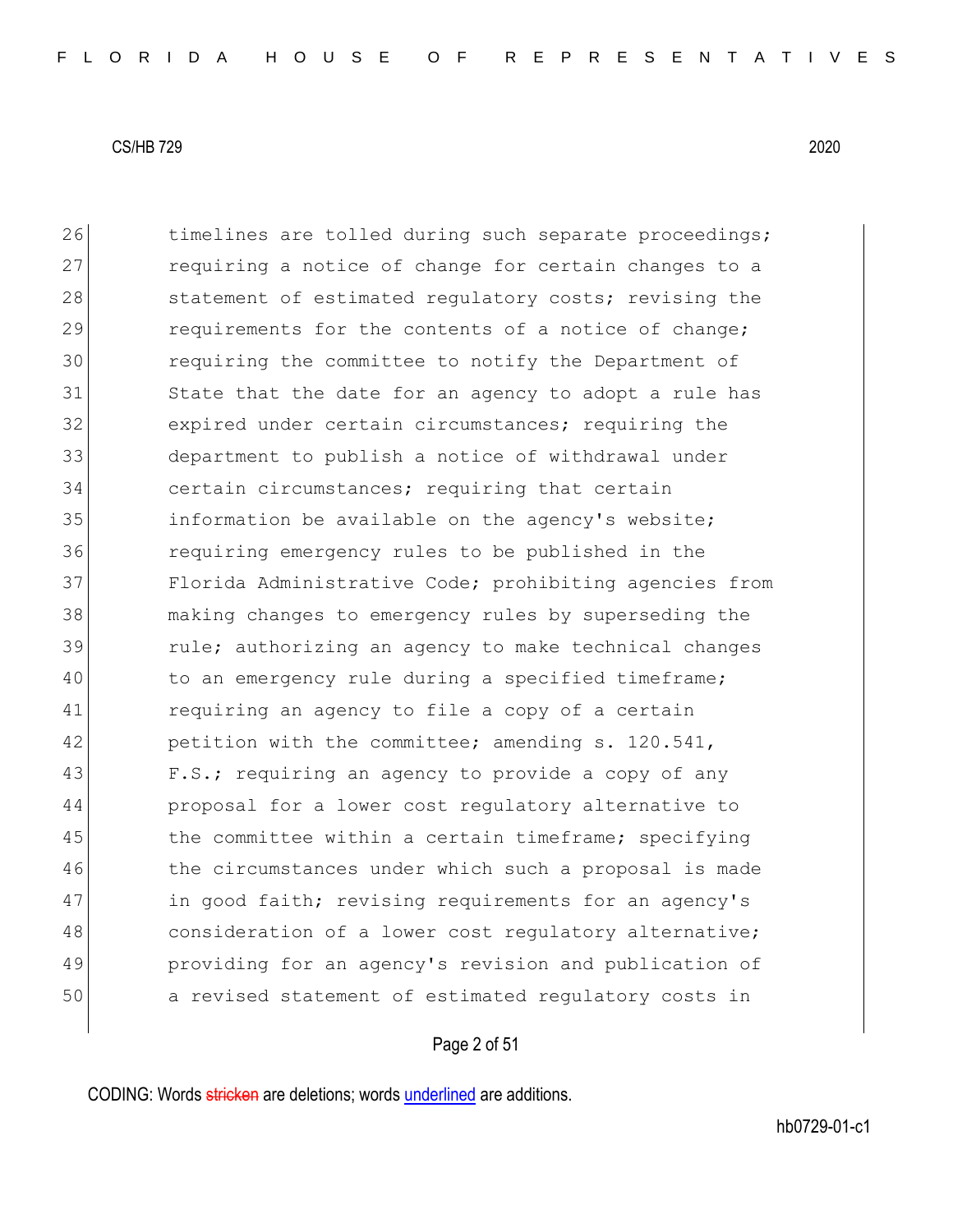timelines are tolled during such separate proceedings; requiring a notice of change for certain changes to a statement of estimated regulatory costs; revising the requirements for the contents of a notice of change; requiring the committee to notify the Department of State that the date for an agency to adopt a rule has expired under certain circumstances; requiring the department to publish a notice of withdrawal under certain circumstances; requiring that certain information be available on the agency's website; requiring emergency rules to be published in the Florida Administrative Code; prohibiting agencies from making changes to emergency rules by superseding the rule; authorizing an agency to make technical changes to an emergency rule during a specified timeframe; requiring an agency to file a copy of a certain petition with the committee; amending s. 120.541, F.S.; requiring an agency to provide a copy of any proposal for a lower cost regulatory alternative to the committee within a certain timeframe; specifying the circumstances under which such a proposal is made in good faith; revising requirements for an agency's consideration of a lower cost regulatory alternative; providing for an agency's revision and publication of a revised statement of estimated regulatory costs in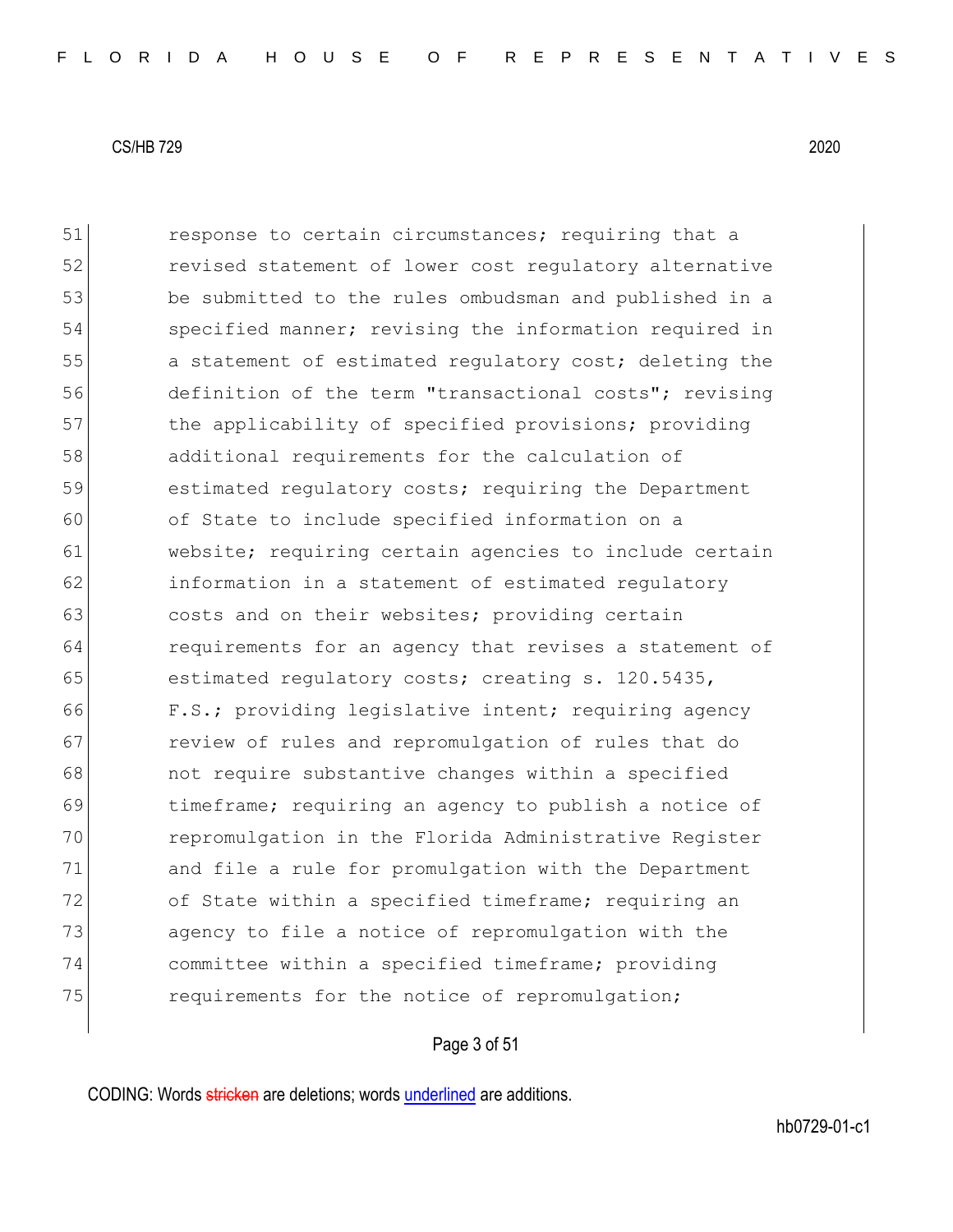response to certain circumstances; requiring that a revised statement of lower cost regulatory alternative be submitted to the rules ombudsman and published in a specified manner; revising the information required in a statement of estimated regulatory cost; deleting the definition of the term "transactional costs"; revising the applicability of specified provisions; providing additional requirements for the calculation of estimated regulatory costs; requiring the Department of State to include specified information on a website; requiring certain agencies to include certain information in a statement of estimated regulatory costs and on their websites; providing certain requirements for an agency that revises a statement of estimated regulatory costs; creating s. 120.5435, F.S.; providing legislative intent; requiring agency review of rules and repromulgation of rules that do not require substantive changes within a specified timeframe; requiring an agency to publish a notice of repromulgation in the Florida Administrative Register and file a rule for promulgation with the Department of State within a specified timeframe; requiring an agency to file a notice of repromulgation with the committee within a specified timeframe; providing requirements for the notice of repromulgation;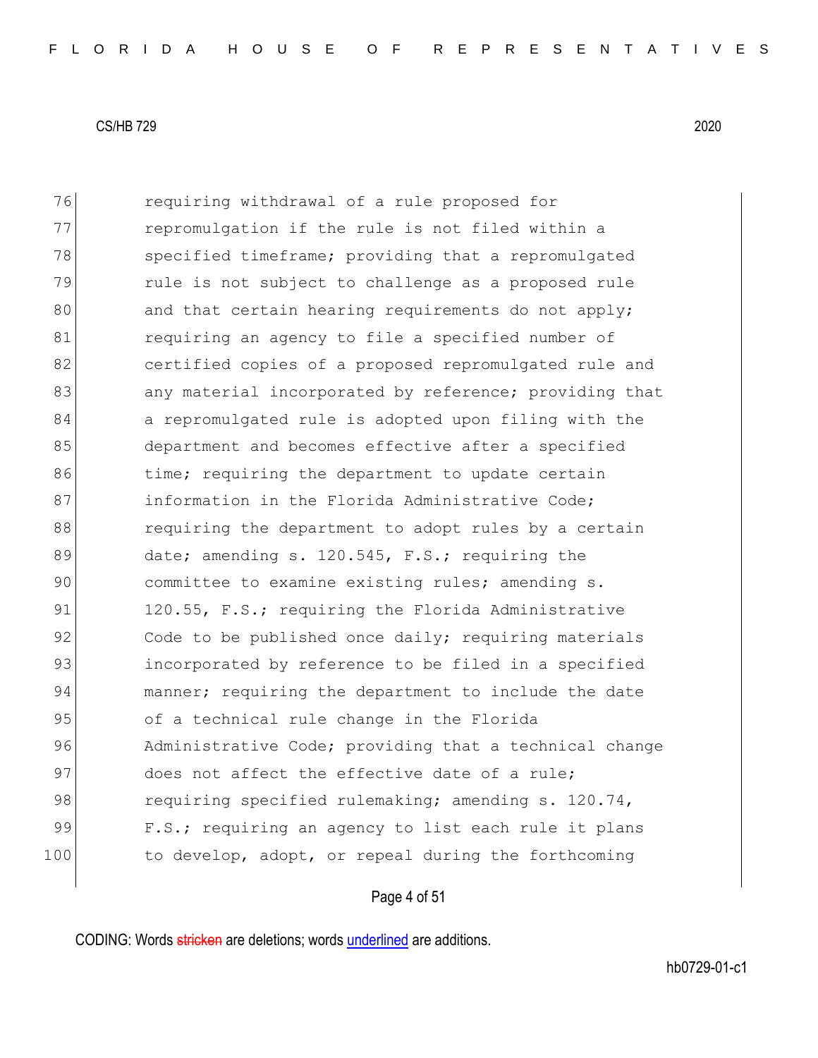76 requiring withdrawal of a rule proposed for
77 repromulgation if the rule is not filed within a
78 specified timeframe; providing that a repromulgated
79 rule is not subject to challenge as a proposed rule
80 and that certain hearing requirements do not apply;
81 requiring an agency to file a specified number of
82 certified copies of a proposed repromulgated rule and
83 any material incorporated by reference; providing that
84 a repromulgated rule is adopted upon filing with the
85 department and becomes effective after a specified
86 time; requiring the department to update certain
87 information in the Florida Administrative Code;
88 requiring the department to adopt rules by a certain
89 date; amending s. 120.545, F.S.; requiring the
90 committee to examine existing rules; amending s.
91 120.55, F.S.; requiring the Florida Administrative
92 Code to be published once daily; requiring materials
93 incorporated by reference to be filed in a specified
94 manner; requiring the department to include the date
95 of a technical rule change in the Florida
96 Administrative Code; providing that a technical change
97 does not affect the effective date of a rule;
98 requiring specified rulemaking; amending s. 120.74,
99 F.S.; requiring an agency to list each rule it plans
100 to develop, adopt, or repeal during the forthcoming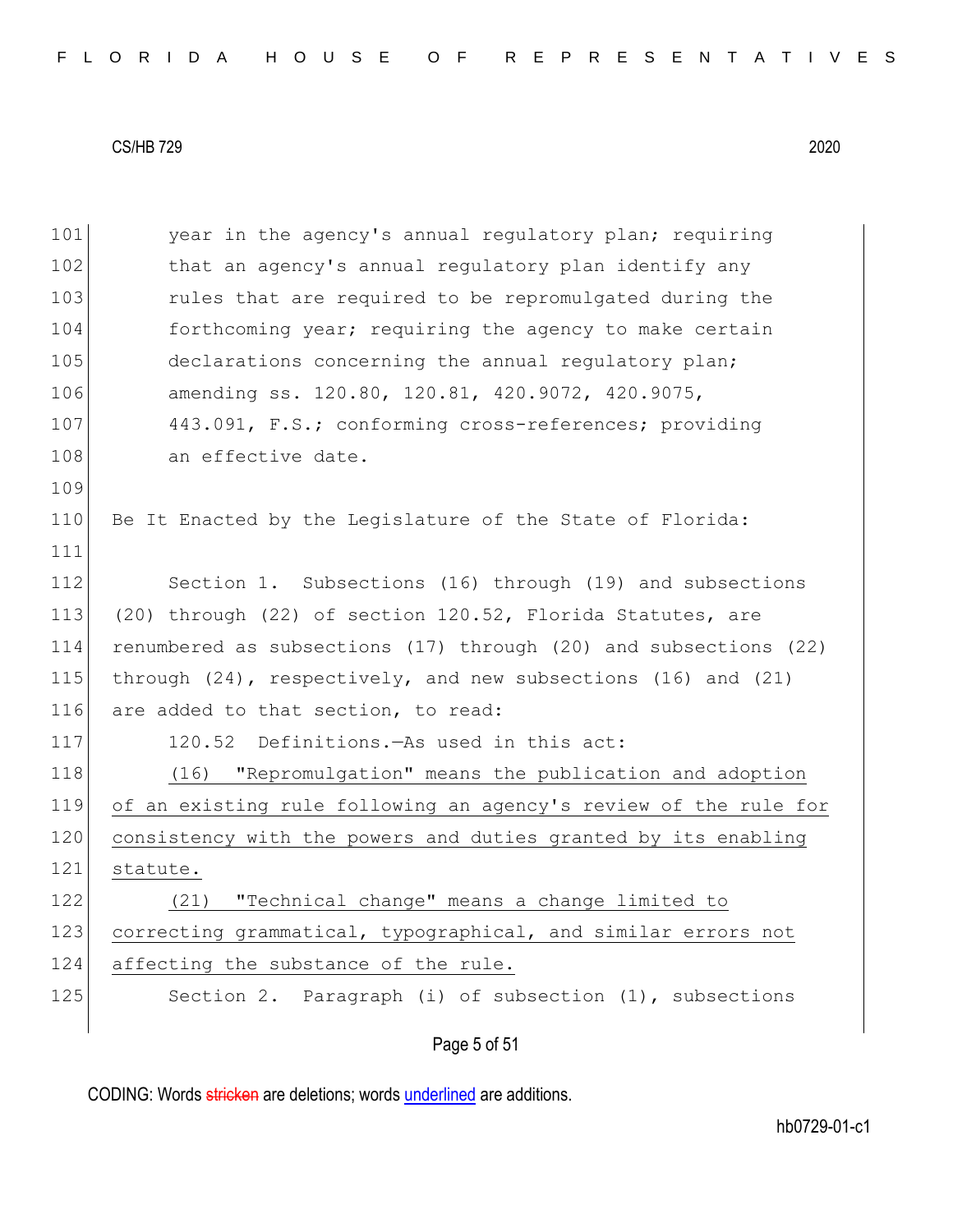year in the agency's annual regulatory plan; requiring that an agency's annual regulatory plan identify any rules that are required to be repromulgated during the forthcoming year; requiring the agency to make certain declarations concerning the annual regulatory plan; amending ss. 120.80, 120.81, 420.9072, 420.9075, 443.091, F.S.; conforming cross-references; providing an effective date.

Be It Enacted by the Legislature of the State of Florida:

Section 1. Subsections (16) through (19) and subsections (20) through (22) of section 120.52, Florida Statutes, are renumbered as subsections (17) through (20) and subsections (22) through (24), respectively, and new subsections (16) and (21) are added to that section, to read:

120.52 Definitions.—As used in this act:

<u>(16) "Repromulgation" means the publication and adoption of an existing rule following an agency's review of the rule for consistency with the powers and duties granted by its enabling statute.</u>

<u>(21) "Technical change" means a change limited to correcting grammatical, typographical, and similar errors not affecting the substance of the rule.</u>

Section 2. Paragraph (i) of subsection (1), subsections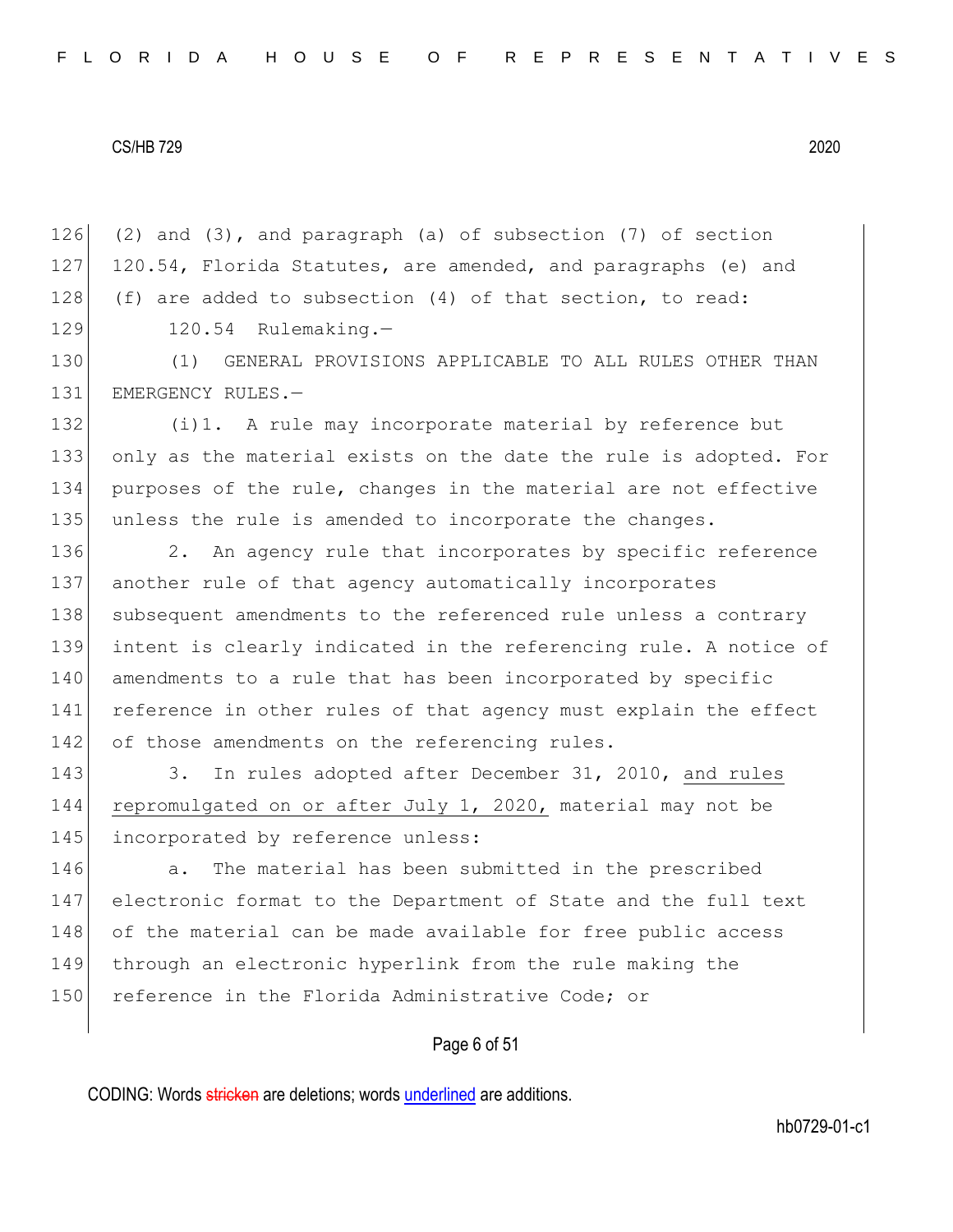(2) and (3), and paragraph (a) of subsection (7) of section 120.54, Florida Statutes, are amended, and paragraphs (e) and (f) are added to subsection (4) of that section, to read:

120.54 Rulemaking.—

(1) GENERAL PROVISIONS APPLICABLE TO ALL RULES OTHER THAN EMERGENCY RULES.—

(i)1. A rule may incorporate material by reference but only as the material exists on the date the rule is adopted. For purposes of the rule, changes in the material are not effective unless the rule is amended to incorporate the changes.

2. An agency rule that incorporates by specific reference another rule of that agency automatically incorporates subsequent amendments to the referenced rule unless a contrary intent is clearly indicated in the referencing rule. A notice of amendments to a rule that has been incorporated by specific reference in other rules of that agency must explain the effect of those amendments on the referencing rules.

3. In rules adopted after December 31, 2010, <u>and rules repromulgated on or after July 1, 2020,</u> material may not be incorporated by reference unless:

a. The material has been submitted in the prescribed electronic format to the Department of State and the full text of the material can be made available for free public access through an electronic hyperlink from the rule making the reference in the Florida Administrative Code; or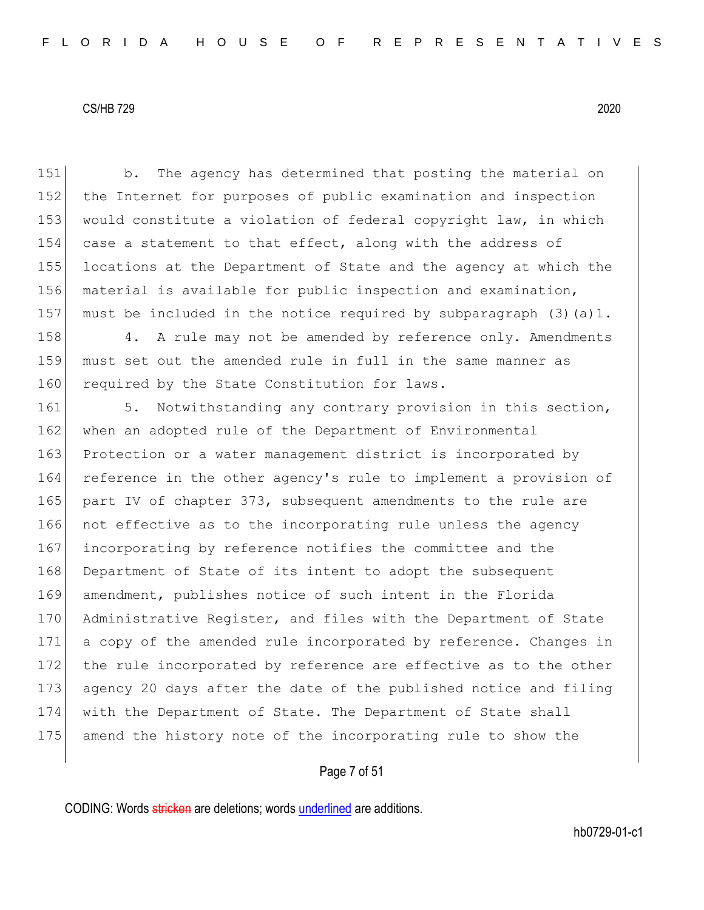b. The agency has determined that posting the material on the Internet for purposes of public examination and inspection would constitute a violation of federal copyright law, in which case a statement to that effect, along with the address of locations at the Department of State and the agency at which the material is available for public inspection and examination, must be included in the notice required by subparagraph (3)(a)1.

4. A rule may not be amended by reference only. Amendments must set out the amended rule in full in the same manner as required by the State Constitution for laws.

5. Notwithstanding any contrary provision in this section, when an adopted rule of the Department of Environmental Protection or a water management district is incorporated by reference in the other agency's rule to implement a provision of part IV of chapter 373, subsequent amendments to the rule are not effective as to the incorporating rule unless the agency incorporating by reference notifies the committee and the Department of State of its intent to adopt the subsequent amendment, publishes notice of such intent in the Florida Administrative Register, and files with the Department of State a copy of the amended rule incorporated by reference. Changes in the rule incorporated by reference are effective as to the other agency 20 days after the date of the published notice and filing with the Department of State. The Department of State shall amend the history note of the incorporating rule to show the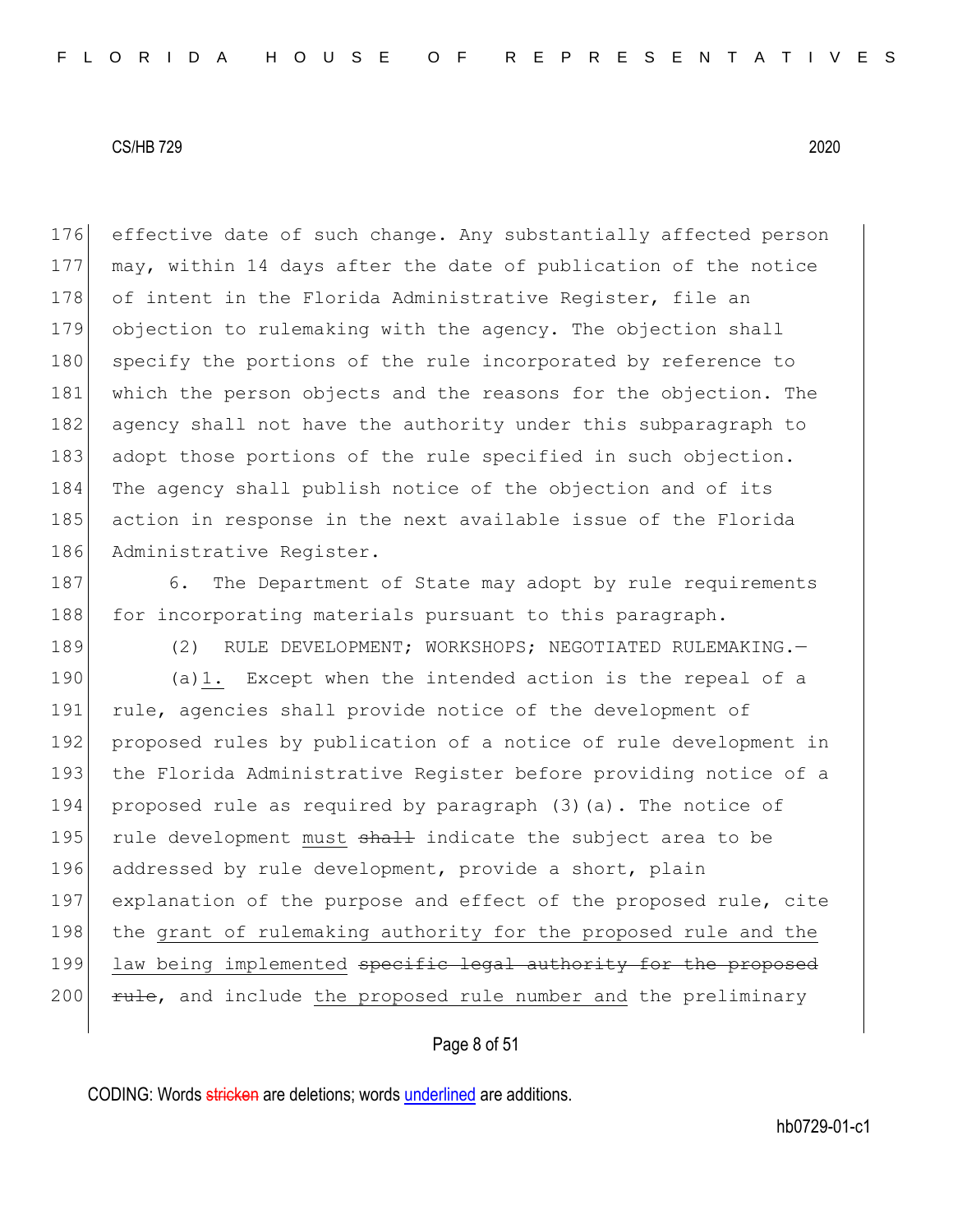effective date of such change. Any substantially affected person may, within 14 days after the date of publication of the notice of intent in the Florida Administrative Register, file an objection to rulemaking with the agency. The objection shall specify the portions of the rule incorporated by reference to which the person objects and the reasons for the objection. The agency shall not have the authority under this subparagraph to adopt those portions of the rule specified in such objection. The agency shall publish notice of the objection and of its action in response in the next available issue of the Florida Administrative Register.

6. The Department of State may adopt by rule requirements for incorporating materials pursuant to this paragraph.

(2) RULE DEVELOPMENT; WORKSHOPS; NEGOTIATED RULEMAKING.—

(a)<u>1.</u> Except when the intended action is the repeal of a rule, agencies shall provide notice of the development of proposed rules by publication of a notice of rule development in the Florida Administrative Register before providing notice of a proposed rule as required by paragraph (3)(a). The notice of rule development <u>must</u> ~~shall~~ indicate the subject area to be addressed by rule development, provide a short, plain explanation of the purpose and effect of the proposed rule, cite the <u>grant of rulemaking authority for the proposed rule and the law being implemented</u> ~~specific legal authority for the proposed rule~~, and include <u>the proposed rule number and</u> the preliminary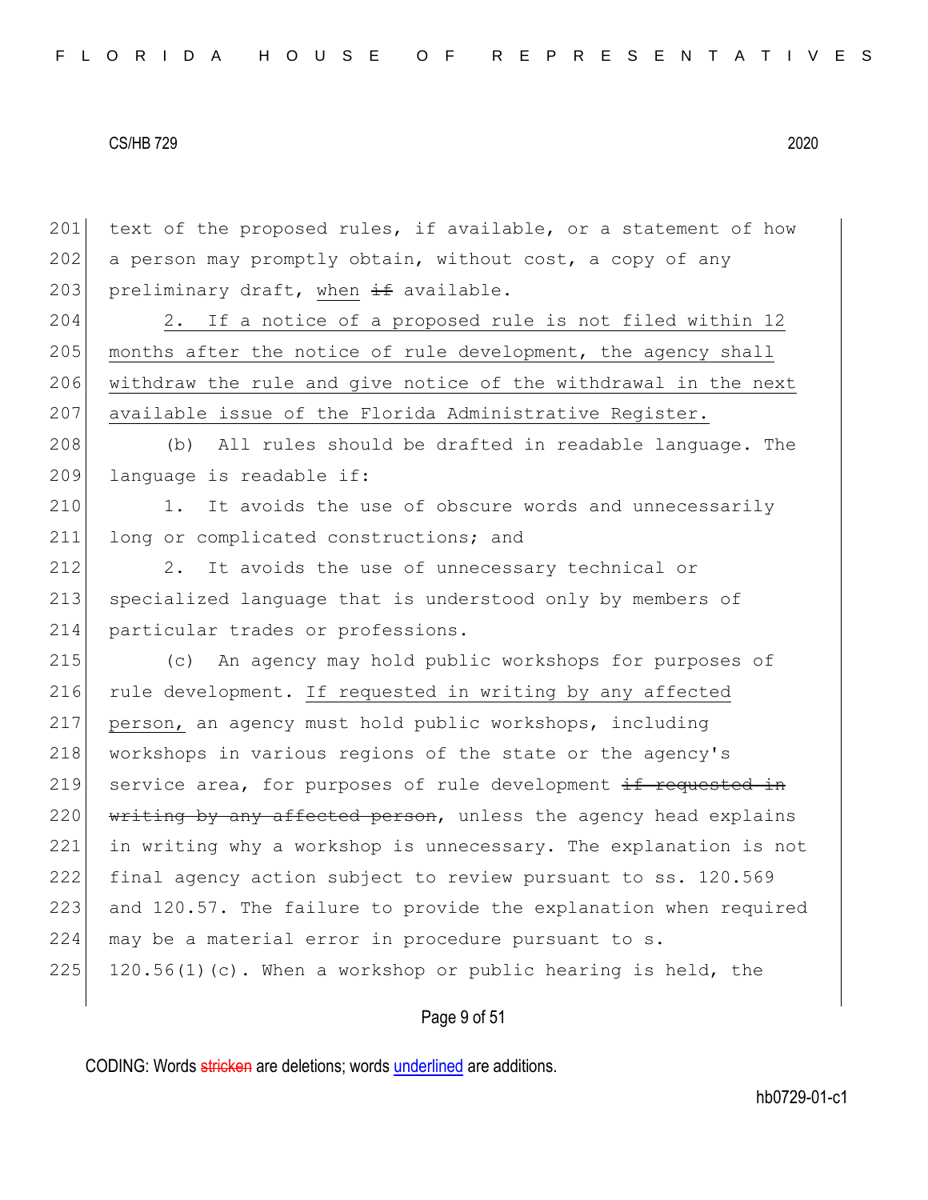text of the proposed rules, if available, or a statement of how a person may promptly obtain, without cost, a copy of any preliminary draft, when ~~if~~ available.

2. If a notice of a proposed rule is not filed within 12 months after the notice of rule development, the agency shall withdraw the rule and give notice of the withdrawal in the next available issue of the Florida Administrative Register.

(b) All rules should be drafted in readable language. The language is readable if:

1. It avoids the use of obscure words and unnecessarily long or complicated constructions; and

2. It avoids the use of unnecessary technical or specialized language that is understood only by members of particular trades or professions.

(c) An agency may hold public workshops for purposes of rule development. If requested in writing by any affected person, an agency must hold public workshops, including workshops in various regions of the state or the agency's service area, for purposes of rule development ~~if requested in writing by any affected person~~, unless the agency head explains in writing why a workshop is unnecessary. The explanation is not final agency action subject to review pursuant to ss. 120.569 and 120.57. The failure to provide the explanation when required may be a material error in procedure pursuant to s. 120.56(1)(c). When a workshop or public hearing is held, the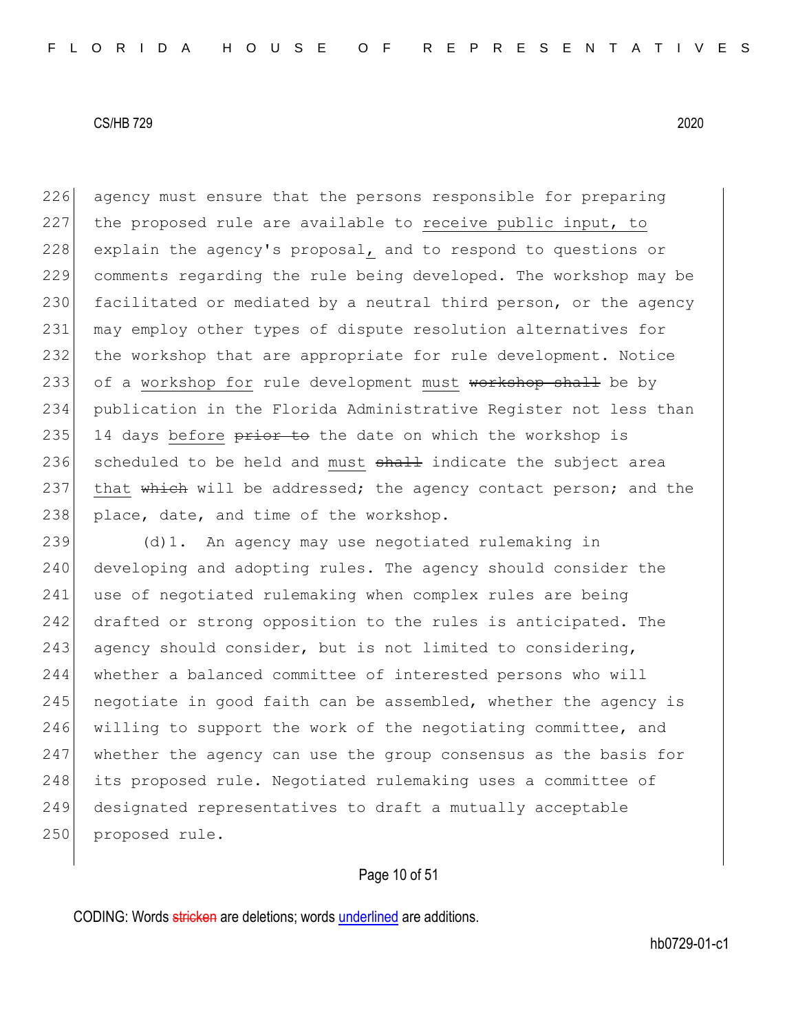agency must ensure that the persons responsible for preparing the proposed rule are available to <u>receive public input, to</u> explain the agency's proposal<u>,</u> and to respond to questions or comments regarding the rule being developed. The workshop may be facilitated or mediated by a neutral third person, or the agency may employ other types of dispute resolution alternatives for the workshop that are appropriate for rule development. Notice of a <u>workshop for</u> rule development <u>must</u> ~~workshop shall~~ be by publication in the Florida Administrative Register not less than 14 days <u>before</u> ~~prior to~~ the date on which the workshop is scheduled to be held and <u>must</u> ~~shall~~ indicate the subject area <u>that</u> ~~which~~ will be addressed; the agency contact person; and the place, date, and time of the workshop.

(d)1. An agency may use negotiated rulemaking in developing and adopting rules. The agency should consider the use of negotiated rulemaking when complex rules are being drafted or strong opposition to the rules is anticipated. The agency should consider, but is not limited to considering, whether a balanced committee of interested persons who will negotiate in good faith can be assembled, whether the agency is willing to support the work of the negotiating committee, and whether the agency can use the group consensus as the basis for its proposed rule. Negotiated rulemaking uses a committee of designated representatives to draft a mutually acceptable proposed rule.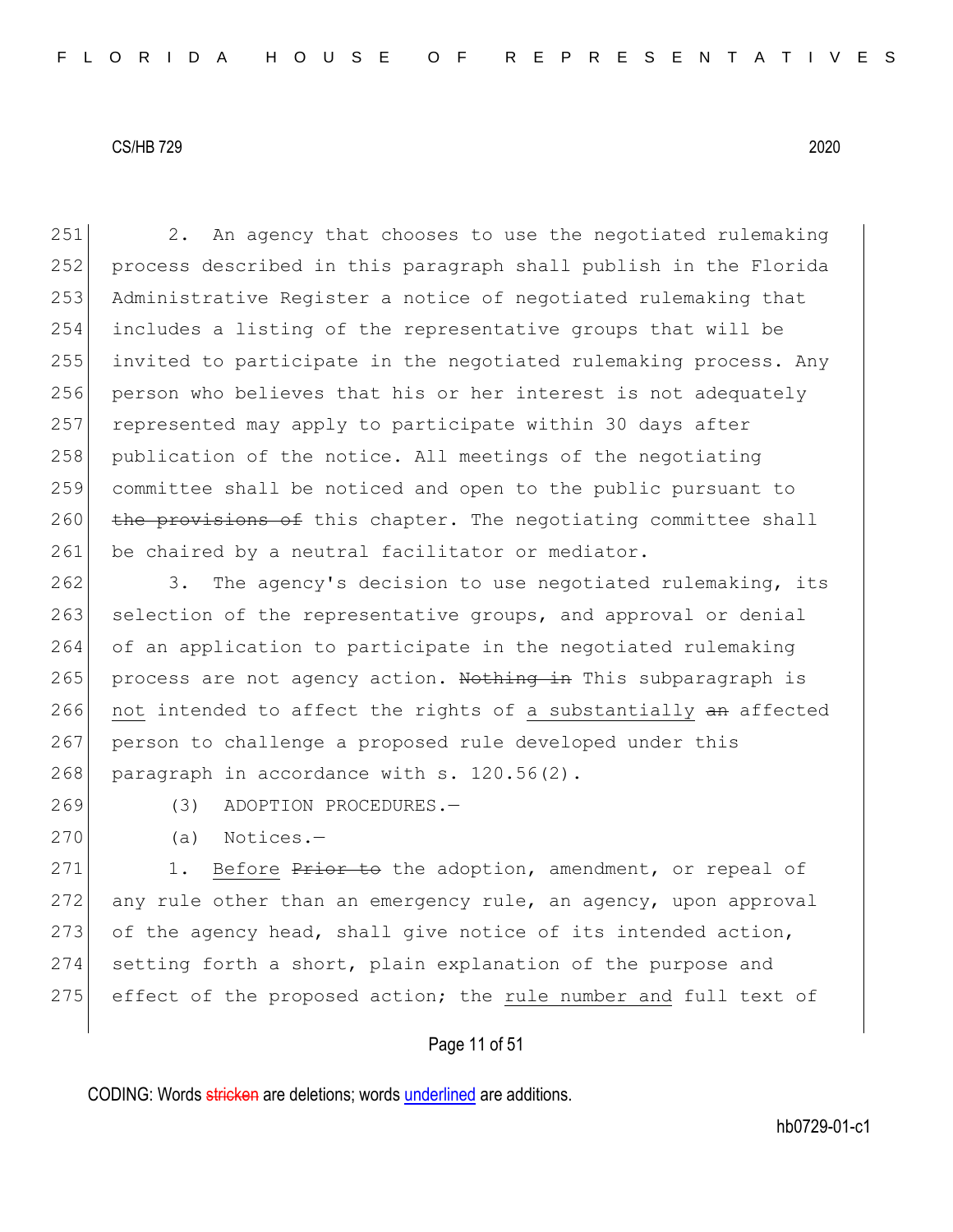2. An agency that chooses to use the negotiated rulemaking process described in this paragraph shall publish in the Florida Administrative Register a notice of negotiated rulemaking that includes a listing of the representative groups that will be invited to participate in the negotiated rulemaking process. Any person who believes that his or her interest is not adequately represented may apply to participate within 30 days after publication of the notice. All meetings of the negotiating committee shall be noticed and open to the public pursuant to ~~the provisions of~~ this chapter. The negotiating committee shall be chaired by a neutral facilitator or mediator.

3. The agency's decision to use negotiated rulemaking, its selection of the representative groups, and approval or denial of an application to participate in the negotiated rulemaking process are not agency action. ~~Nothing in~~ This subparagraph is <u>not</u> intended to affect the rights of <u>a substantially</u> ~~an~~ affected person to challenge a proposed rule developed under this paragraph in accordance with s. 120.56(2).

(3) ADOPTION PROCEDURES.—

(a) Notices.—

1. <u>Before</u> ~~Prior to~~ the adoption, amendment, or repeal of any rule other than an emergency rule, an agency, upon approval of the agency head, shall give notice of its intended action, setting forth a short, plain explanation of the purpose and effect of the proposed action; the <u>rule number and</u> full text of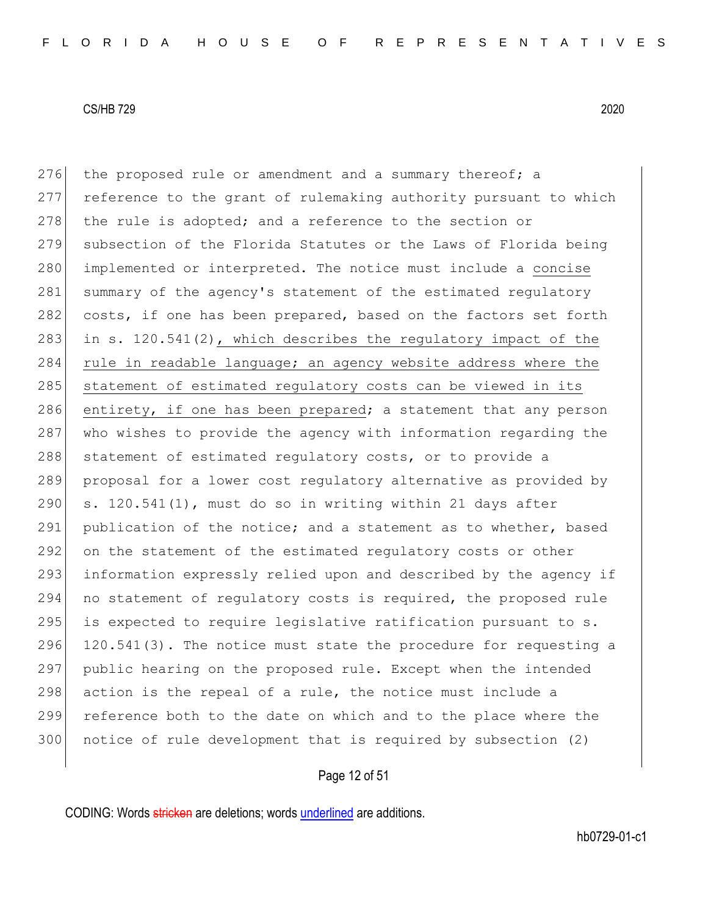the proposed rule or amendment and a summary thereof; a reference to the grant of rulemaking authority pursuant to which the rule is adopted; and a reference to the section or subsection of the Florida Statutes or the Laws of Florida being implemented or interpreted. The notice must include a <u>concise</u> summary of the agency's statement of the estimated regulatory costs, if one has been prepared, based on the factors set forth in s. 120.541(2)<u>, which describes the regulatory impact of the rule in readable language; an agency website address where the statement of estimated regulatory costs can be viewed in its entirety, if one has been prepared</u>; a statement that any person who wishes to provide the agency with information regarding the statement of estimated regulatory costs, or to provide a proposal for a lower cost regulatory alternative as provided by s. 120.541(1), must do so in writing within 21 days after publication of the notice; and a statement as to whether, based on the statement of the estimated regulatory costs or other information expressly relied upon and described by the agency if no statement of regulatory costs is required, the proposed rule is expected to require legislative ratification pursuant to s. 120.541(3). The notice must state the procedure for requesting a public hearing on the proposed rule. Except when the intended action is the repeal of a rule, the notice must include a reference both to the date on which and to the place where the notice of rule development that is required by subsection (2)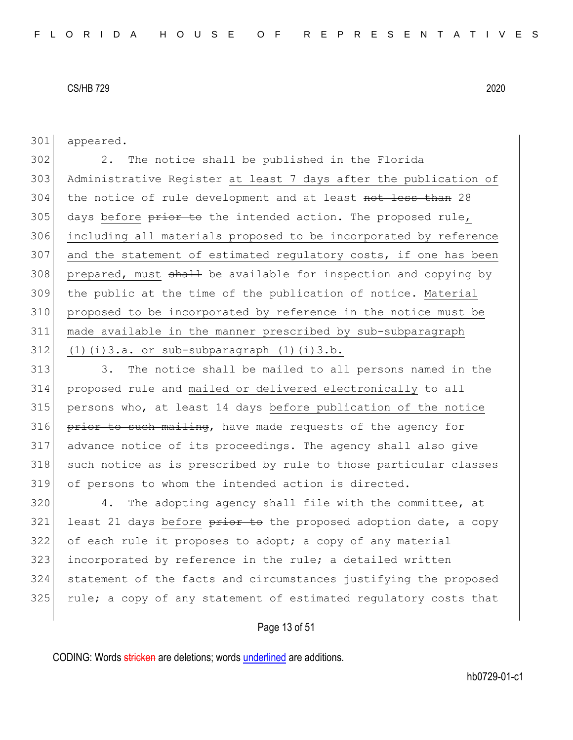appeared.

2. The notice shall be published in the Florida Administrative Register <u>at least 7 days after the publication of the notice of rule development and at least</u> ~~not less than~~ 28 days <u>before</u> ~~prior to~~ the intended action. The proposed rule<u>, including all materials proposed to be incorporated by reference and the statement of estimated regulatory costs, if one has been prepared, must</u> ~~shall~~ be available for inspection and copying by the public at the time of the publication of notice. <u>Material proposed to be incorporated by reference in the notice must be made available in the manner prescribed by sub-subparagraph (1)(i)3.a. or sub-subparagraph (1)(i)3.b.</u>

3. The notice shall be mailed to all persons named in the proposed rule and <u>mailed or delivered electronically</u> to all persons who, at least 14 days <u>before publication of the notice</u> ~~prior to such mailing~~, have made requests of the agency for advance notice of its proceedings. The agency shall also give such notice as is prescribed by rule to those particular classes of persons to whom the intended action is directed.

4. The adopting agency shall file with the committee, at least 21 days <u>before</u> ~~prior to~~ the proposed adoption date, a copy of each rule it proposes to adopt; a copy of any material incorporated by reference in the rule; a detailed written statement of the facts and circumstances justifying the proposed rule; a copy of any statement of estimated regulatory costs that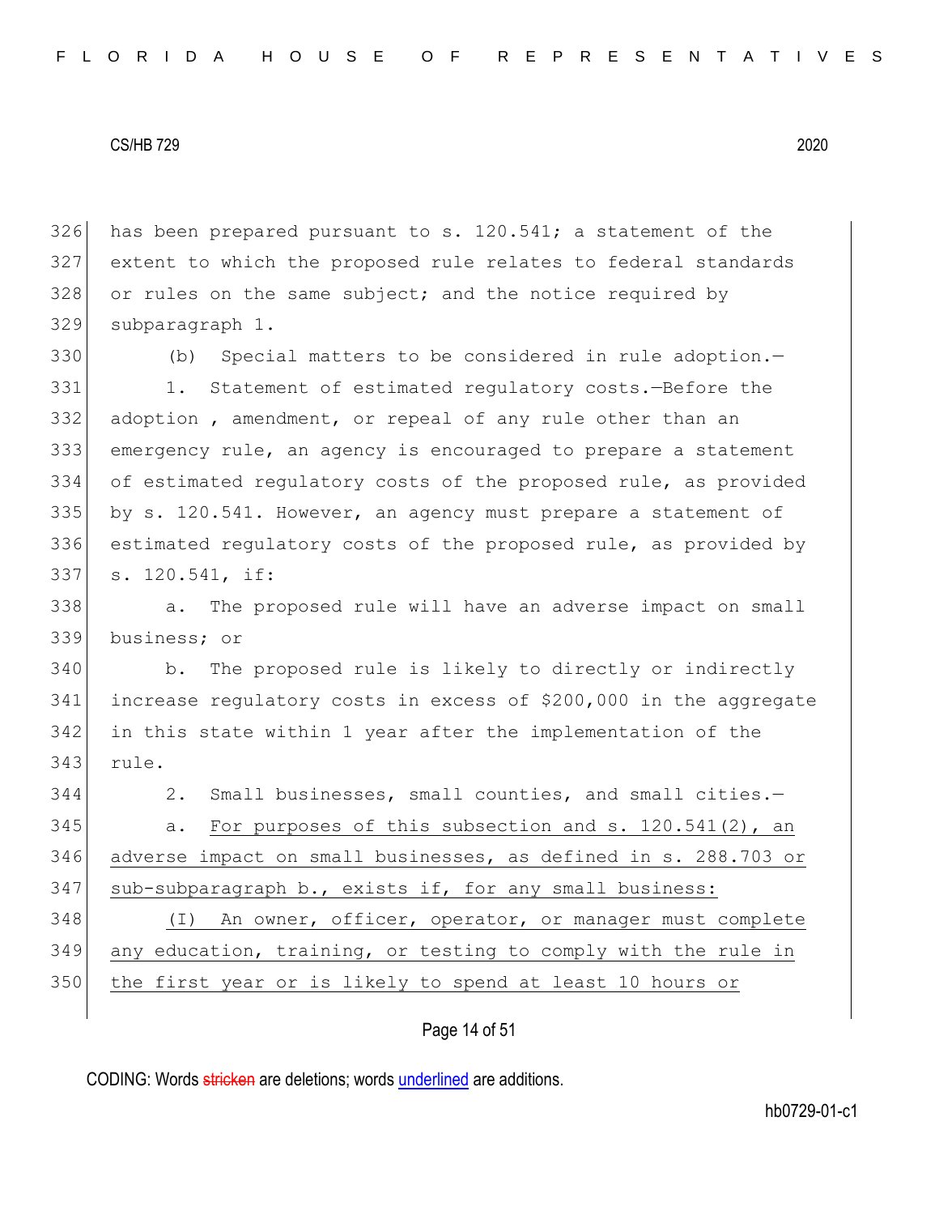has been prepared pursuant to s. 120.541; a statement of the extent to which the proposed rule relates to federal standards or rules on the same subject; and the notice required by subparagraph 1.

(b) Special matters to be considered in rule adoption.—

1. Statement of estimated regulatory costs.—Before the adoption , amendment, or repeal of any rule other than an emergency rule, an agency is encouraged to prepare a statement of estimated regulatory costs of the proposed rule, as provided by s. 120.541. However, an agency must prepare a statement of estimated regulatory costs of the proposed rule, as provided by s. 120.541, if:

a. The proposed rule will have an adverse impact on small business; or

b. The proposed rule is likely to directly or indirectly increase regulatory costs in excess of $200,000 in the aggregate in this state within 1 year after the implementation of the rule.

2. Small businesses, small counties, and small cities.—

a. <u>For purposes of this subsection and s. 120.541(2), an adverse impact on small businesses, as defined in s. 288.703 or sub-subparagraph b., exists if, for any small business:</u>

<u>(I) An owner, officer, operator, or manager must complete any education, training, or testing to comply with the rule in the first year or is likely to spend at least 10 hours or</u>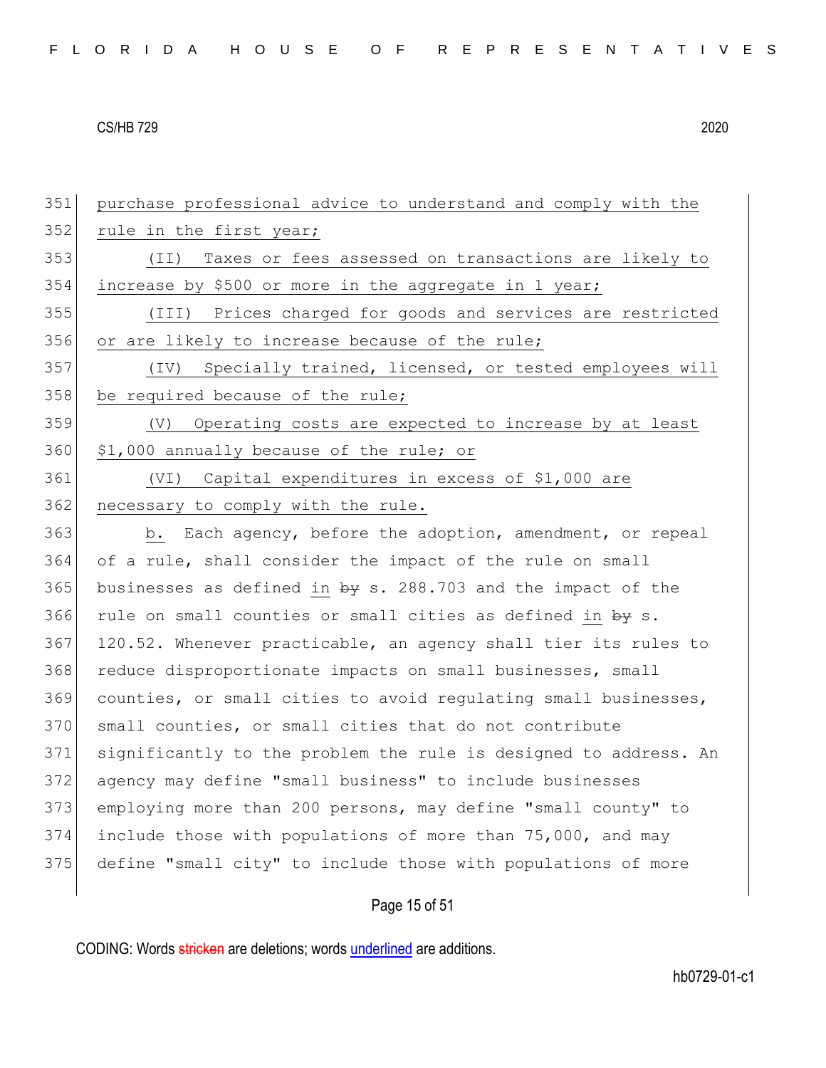purchase professional advice to understand and comply with the rule in the first year;

(II) Taxes or fees assessed on transactions are likely to increase by $500 or more in the aggregate in 1 year;

(III) Prices charged for goods and services are restricted or are likely to increase because of the rule;

(IV) Specially trained, licensed, or tested employees will be required because of the rule;

(V) Operating costs are expected to increase by at least $1,000 annually because of the rule; or

(VI) Capital expenditures in excess of $1,000 are necessary to comply with the rule.

b. Each agency, before the adoption, amendment, or repeal of a rule, shall consider the impact of the rule on small businesses as defined in ~~by~~ s. 288.703 and the impact of the rule on small counties or small cities as defined in ~~by~~ s. 120.52. Whenever practicable, an agency shall tier its rules to reduce disproportionate impacts on small businesses, small counties, or small cities to avoid regulating small businesses, small counties, or small cities that do not contribute significantly to the problem the rule is designed to address. An agency may define "small business" to include businesses employing more than 200 persons, may define "small county" to include those with populations of more than 75,000, and may define "small city" to include those with populations of more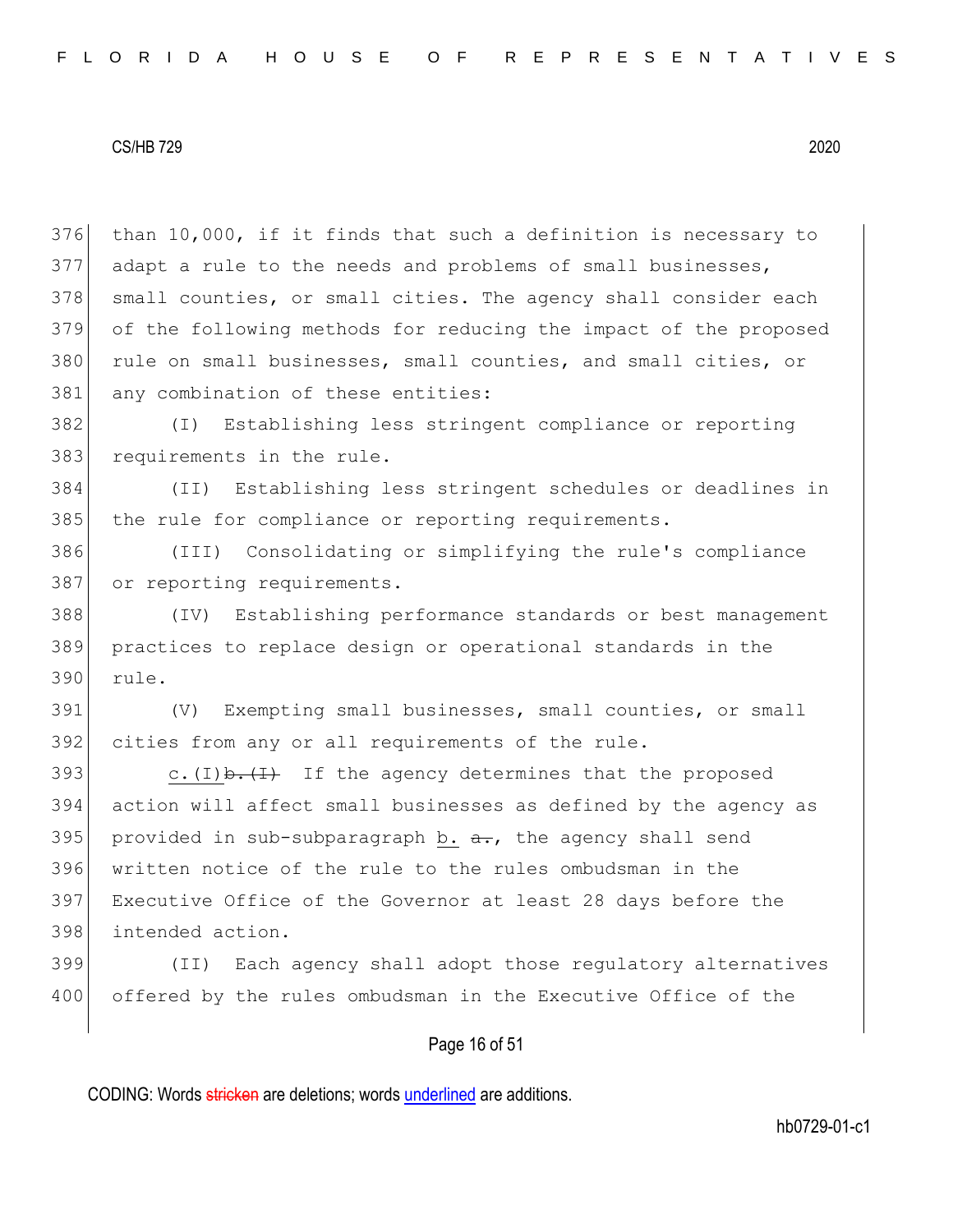than 10,000, if it finds that such a definition is necessary to adapt a rule to the needs and problems of small businesses, small counties, or small cities. The agency shall consider each of the following methods for reducing the impact of the proposed rule on small businesses, small counties, and small cities, or any combination of these entities:

(I) Establishing less stringent compliance or reporting requirements in the rule.

(II) Establishing less stringent schedules or deadlines in the rule for compliance or reporting requirements.

(III) Consolidating or simplifying the rule's compliance or reporting requirements.

(IV) Establishing performance standards or best management practices to replace design or operational standards in the rule.

(V) Exempting small businesses, small counties, or small cities from any or all requirements of the rule.

<u>c.(I)</u>~~b.(I)~~ If the agency determines that the proposed action will affect small businesses as defined by the agency as provided in sub-subparagraph <u>b.</u> ~~a.~~, the agency shall send written notice of the rule to the rules ombudsman in the Executive Office of the Governor at least 28 days before the intended action.

(II) Each agency shall adopt those regulatory alternatives offered by the rules ombudsman in the Executive Office of the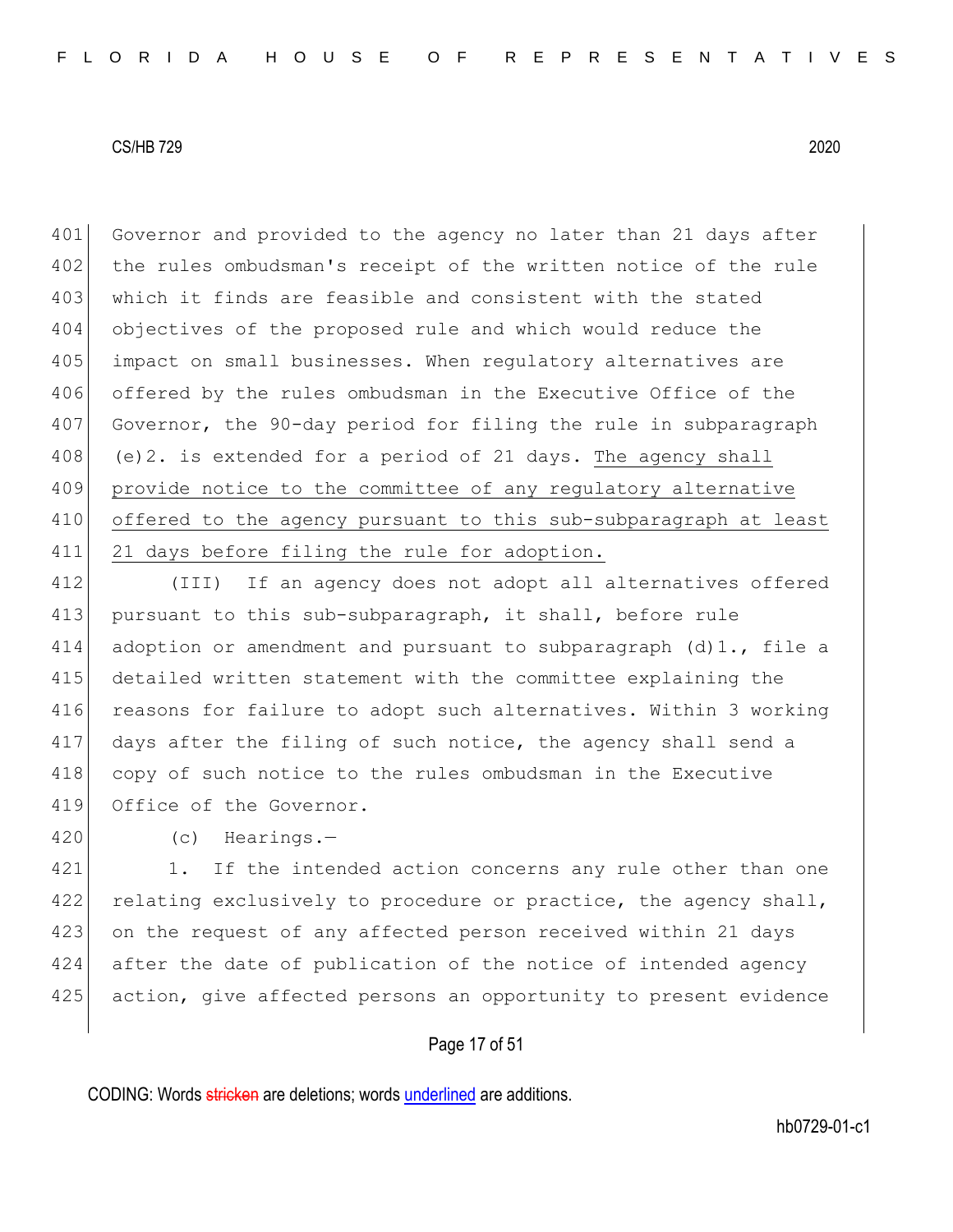Governor and provided to the agency no later than 21 days after the rules ombudsman's receipt of the written notice of the rule which it finds are feasible and consistent with the stated objectives of the proposed rule and which would reduce the impact on small businesses. When regulatory alternatives are offered by the rules ombudsman in the Executive Office of the Governor, the 90-day period for filing the rule in subparagraph (e)2. is extended for a period of 21 days. <u>The agency shall provide notice to the committee of any regulatory alternative offered to the agency pursuant to this sub-subparagraph at least 21 days before filing the rule for adoption.</u>

(III) If an agency does not adopt all alternatives offered pursuant to this sub-subparagraph, it shall, before rule adoption or amendment and pursuant to subparagraph (d)1., file a detailed written statement with the committee explaining the reasons for failure to adopt such alternatives. Within 3 working days after the filing of such notice, the agency shall send a copy of such notice to the rules ombudsman in the Executive Office of the Governor.

(c) Hearings.—

1. If the intended action concerns any rule other than one relating exclusively to procedure or practice, the agency shall, on the request of any affected person received within 21 days after the date of publication of the notice of intended agency action, give affected persons an opportunity to present evidence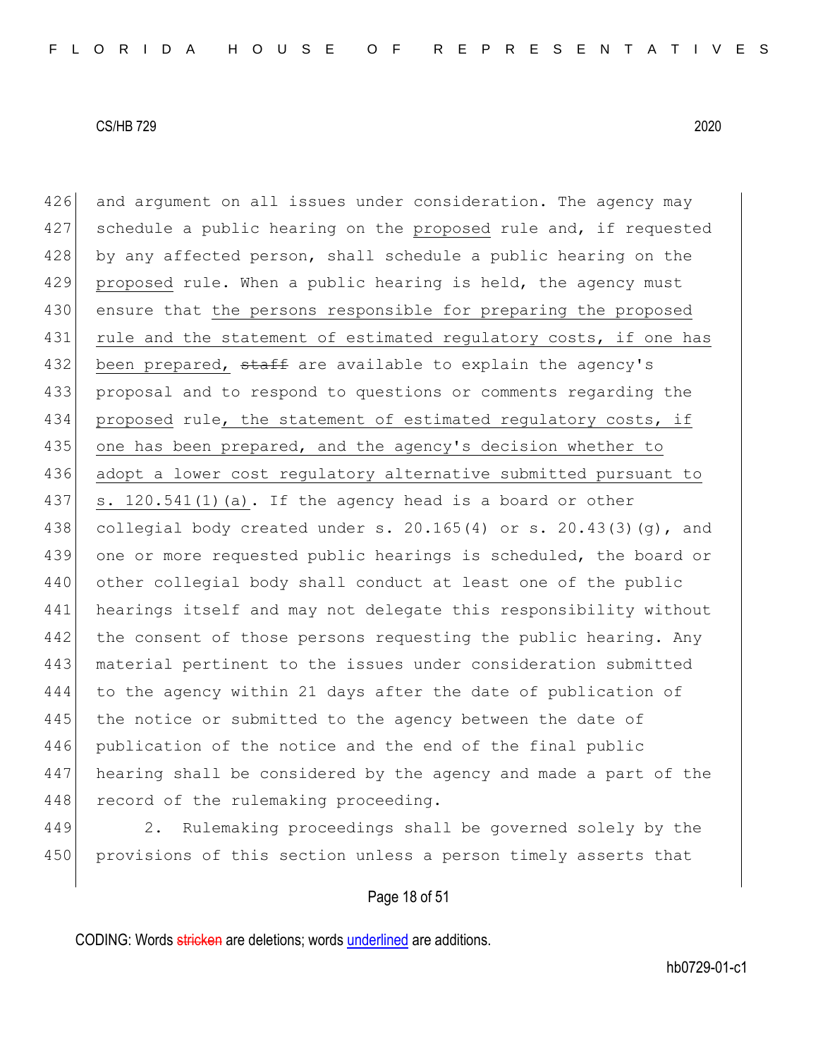426 and argument on all issues under consideration. The agency may
427 schedule a public hearing on the <u>proposed</u> rule and, if requested
428 by any affected person, shall schedule a public hearing on the
429 <u>proposed</u> rule. When a public hearing is held, the agency must
430 ensure that <u>the persons responsible for preparing the proposed</u>
431 <u>rule and the statement of estimated regulatory costs, if one has</u>
432 <u>been prepared,</u> ~~staff~~ are available to explain the agency's
433 proposal and to respond to questions or comments regarding the
434 <u>proposed</u> rule<u>, the statement of estimated regulatory costs, if</u>
435 <u>one has been prepared, and the agency's decision whether to</u>
436 <u>adopt a lower cost regulatory alternative submitted pursuant to</u>
437 <u>s. 120.541(1)(a)</u>. If the agency head is a board or other
438 collegial body created under s. 20.165(4) or s. 20.43(3)(g), and
439 one or more requested public hearings is scheduled, the board or
440 other collegial body shall conduct at least one of the public
441 hearings itself and may not delegate this responsibility without
442 the consent of those persons requesting the public hearing. Any
443 material pertinent to the issues under consideration submitted
444 to the agency within 21 days after the date of publication of
445 the notice or submitted to the agency between the date of
446 publication of the notice and the end of the final public
447 hearing shall be considered by the agency and made a part of the
448 record of the rulemaking proceeding.

449 2. Rulemaking proceedings shall be governed solely by the
450 provisions of this section unless a person timely asserts that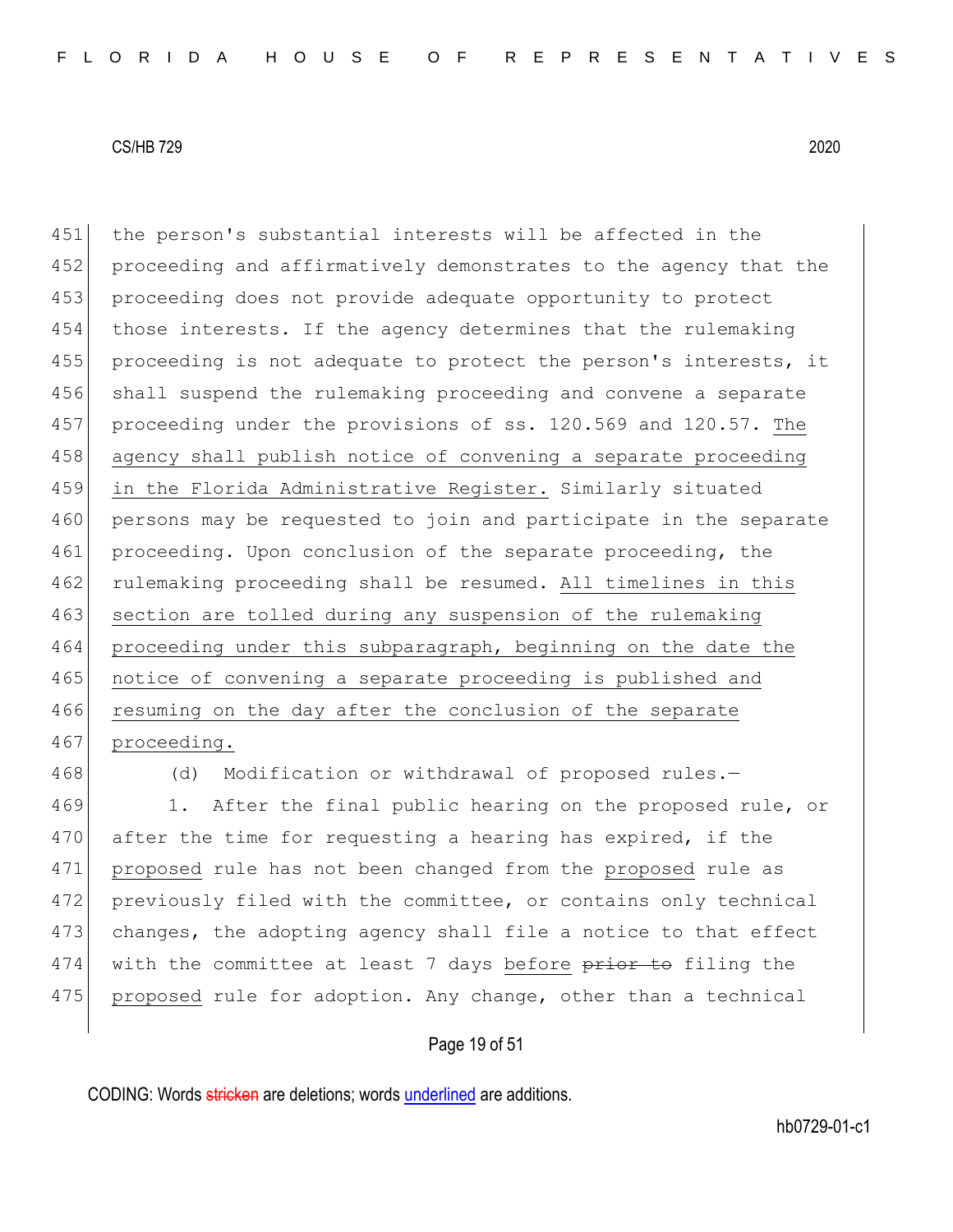the person's substantial interests will be affected in the proceeding and affirmatively demonstrates to the agency that the proceeding does not provide adequate opportunity to protect those interests. If the agency determines that the rulemaking proceeding is not adequate to protect the person's interests, it shall suspend the rulemaking proceeding and convene a separate proceeding under the provisions of ss. 120.569 and 120.57. The agency shall publish notice of convening a separate proceeding in the Florida Administrative Register. Similarly situated persons may be requested to join and participate in the separate proceeding. Upon conclusion of the separate proceeding, the rulemaking proceeding shall be resumed. All timelines in this section are tolled during any suspension of the rulemaking proceeding under this subparagraph, beginning on the date the notice of convening a separate proceeding is published and resuming on the day after the conclusion of the separate proceeding.

(d) Modification or withdrawal of proposed rules.—

1. After the final public hearing on the proposed rule, or after the time for requesting a hearing has expired, if the proposed rule has not been changed from the proposed rule as previously filed with the committee, or contains only technical changes, the adopting agency shall file a notice to that effect with the committee at least 7 days before ~~prior to~~ filing the proposed rule for adoption. Any change, other than a technical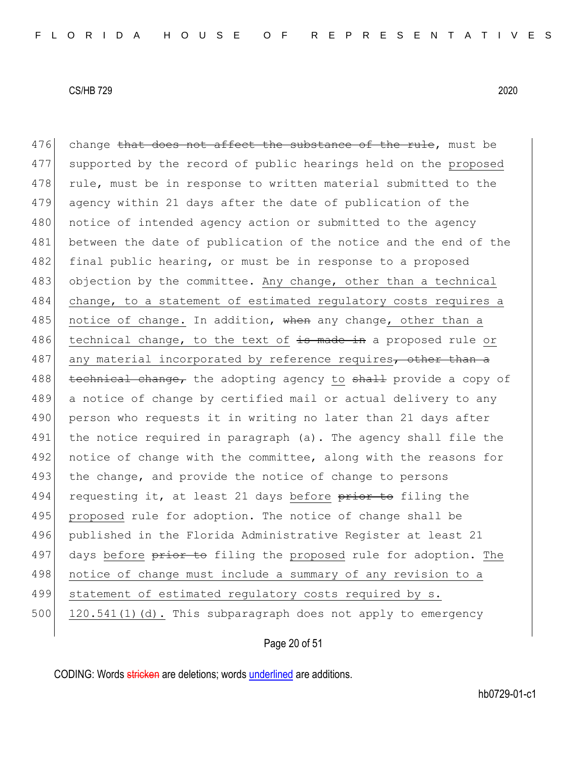476 change ~~that does not affect the substance of the rule~~, must be
477 supported by the record of public hearings held on the <u>proposed</u>
478 rule, must be in response to written material submitted to the
479 agency within 21 days after the date of publication of the
480 notice of intended agency action or submitted to the agency
481 between the date of publication of the notice and the end of the
482 final public hearing, or must be in response to a proposed
483 objection by the committee. <u>Any change, other than a technical</u>
484 <u>change, to a statement of estimated regulatory costs requires a</u>
485 <u>notice of change.</u> In addition, ~~when~~ any change<u>, other than a</u>
486 <u>technical change, to the text of</u> ~~is made in~~ a proposed rule <u>or</u>
487 <u>any material incorporated by reference requires</u>~~, other than a~~
488 ~~technical change,~~ the adopting agency <u>to</u> ~~shall~~ provide a copy of
489 a notice of change by certified mail or actual delivery to any
490 person who requests it in writing no later than 21 days after
491 the notice required in paragraph (a). The agency shall file the
492 notice of change with the committee, along with the reasons for
493 the change, and provide the notice of change to persons
494 requesting it, at least 21 days <u>before</u> ~~prior to~~ filing the
495 <u>proposed</u> rule for adoption. The notice of change shall be
496 published in the Florida Administrative Register at least 21
497 days <u>before</u> ~~prior to~~ filing the <u>proposed</u> rule for adoption. <u>The</u>
498 <u>notice of change must include a summary of any revision to a</u>
499 <u>statement of estimated regulatory costs required by s.</u>
500 <u>120.541(1)(d).</u> This subparagraph does not apply to emergency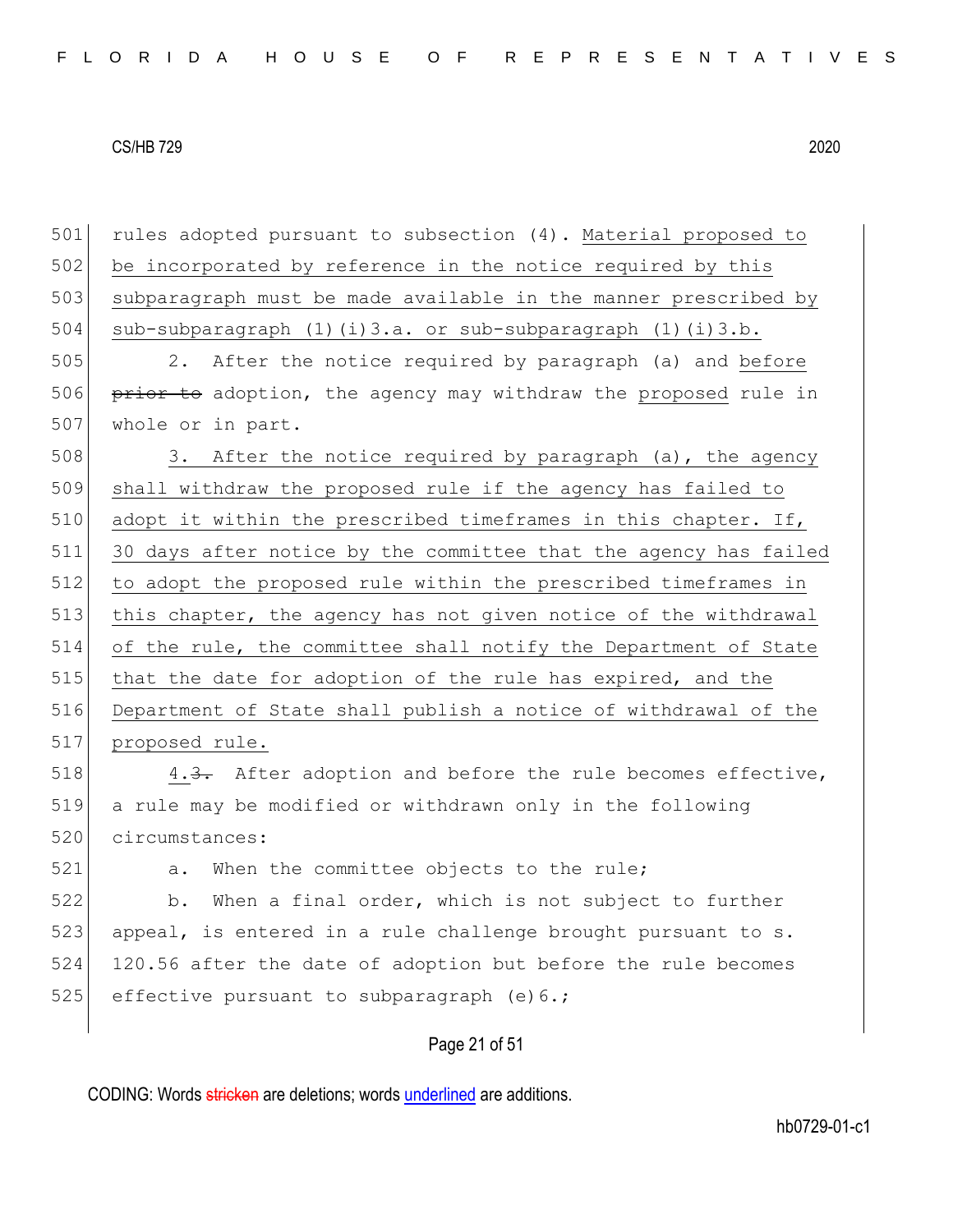rules adopted pursuant to subsection (4). <u>Material proposed to be incorporated by reference in the notice required by this subparagraph must be made available in the manner prescribed by sub-subparagraph (1)(i)3.a. or sub-subparagraph (1)(i)3.b.</u>

2. After the notice required by paragraph (a) and <u>before</u> ~~prior to~~ adoption, the agency may withdraw the <u>proposed</u> rule in whole or in part.

<u>3. After the notice required by paragraph (a), the agency shall withdraw the proposed rule if the agency has failed to adopt it within the prescribed timeframes in this chapter. If, 30 days after notice by the committee that the agency has failed to adopt the proposed rule within the prescribed timeframes in this chapter, the agency has not given notice of the withdrawal of the rule, the committee shall notify the Department of State that the date for adoption of the rule has expired, and the Department of State shall publish a notice of withdrawal of the proposed rule.</u>

<u>4.</u>~~3.~~ After adoption and before the rule becomes effective, a rule may be modified or withdrawn only in the following circumstances:

a. When the committee objects to the rule;

b. When a final order, which is not subject to further appeal, is entered in a rule challenge brought pursuant to s. 120.56 after the date of adoption but before the rule becomes effective pursuant to subparagraph (e)6.;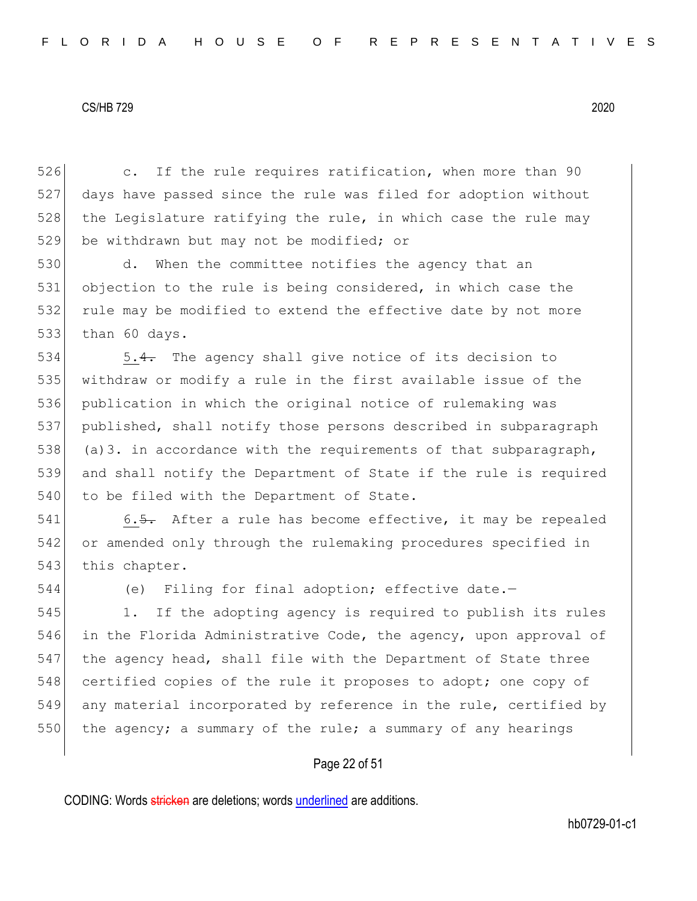c. If the rule requires ratification, when more than 90 days have passed since the rule was filed for adoption without the Legislature ratifying the rule, in which case the rule may be withdrawn but may not be modified; or

d. When the committee notifies the agency that an objection to the rule is being considered, in which case the rule may be modified to extend the effective date by not more than 60 days.

5.~~4.~~ The agency shall give notice of its decision to withdraw or modify a rule in the first available issue of the publication in which the original notice of rulemaking was published, shall notify those persons described in subparagraph (a)3. in accordance with the requirements of that subparagraph, and shall notify the Department of State if the rule is required to be filed with the Department of State.

6.~~5.~~ After a rule has become effective, it may be repealed or amended only through the rulemaking procedures specified in this chapter.

(e) Filing for final adoption; effective date.—

1. If the adopting agency is required to publish its rules in the Florida Administrative Code, the agency, upon approval of the agency head, shall file with the Department of State three certified copies of the rule it proposes to adopt; one copy of any material incorporated by reference in the rule, certified by the agency; a summary of the rule; a summary of any hearings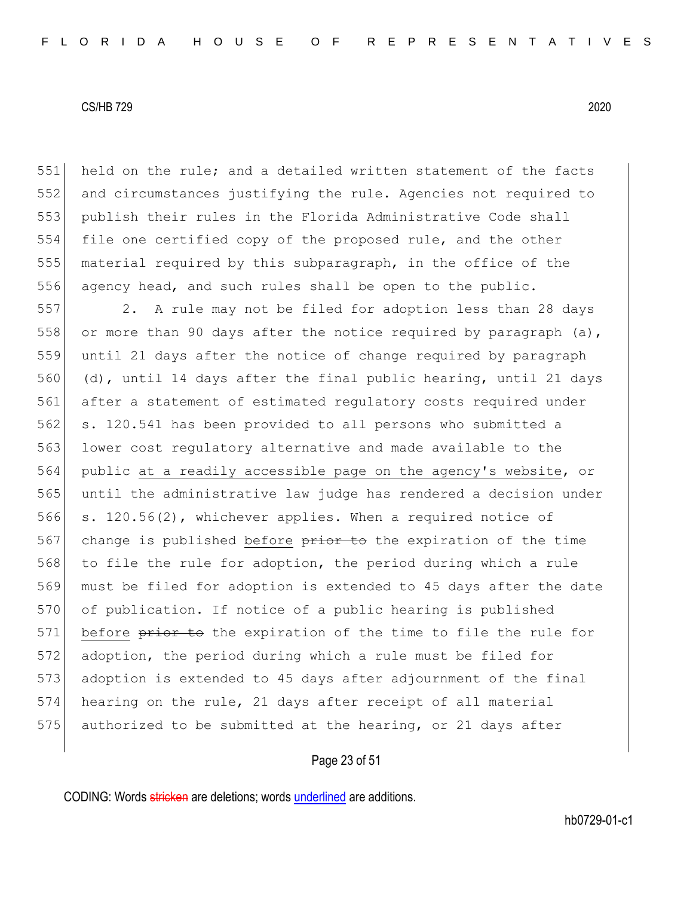551 held on the rule; and a detailed written statement of the facts
552 and circumstances justifying the rule. Agencies not required to
553 publish their rules in the Florida Administrative Code shall
554 file one certified copy of the proposed rule, and the other
555 material required by this subparagraph, in the office of the
556 agency head, and such rules shall be open to the public.

557 2. A rule may not be filed for adoption less than 28 days
558 or more than 90 days after the notice required by paragraph (a),
559 until 21 days after the notice of change required by paragraph
560 (d), until 14 days after the final public hearing, until 21 days
561 after a statement of estimated regulatory costs required under
562 s. 120.541 has been provided to all persons who submitted a
563 lower cost regulatory alternative and made available to the
564 public <u>at a readily accessible page on the agency's website</u>, or
565 until the administrative law judge has rendered a decision under
566 s. 120.56(2), whichever applies. When a required notice of
567 change is published <u>before</u> ~~prior to~~ the expiration of the time
568 to file the rule for adoption, the period during which a rule
569 must be filed for adoption is extended to 45 days after the date
570 of publication. If notice of a public hearing is published
571 <u>before</u> ~~prior to~~ the expiration of the time to file the rule for
572 adoption, the period during which a rule must be filed for
573 adoption is extended to 45 days after adjournment of the final
574 hearing on the rule, 21 days after receipt of all material
575 authorized to be submitted at the hearing, or 21 days after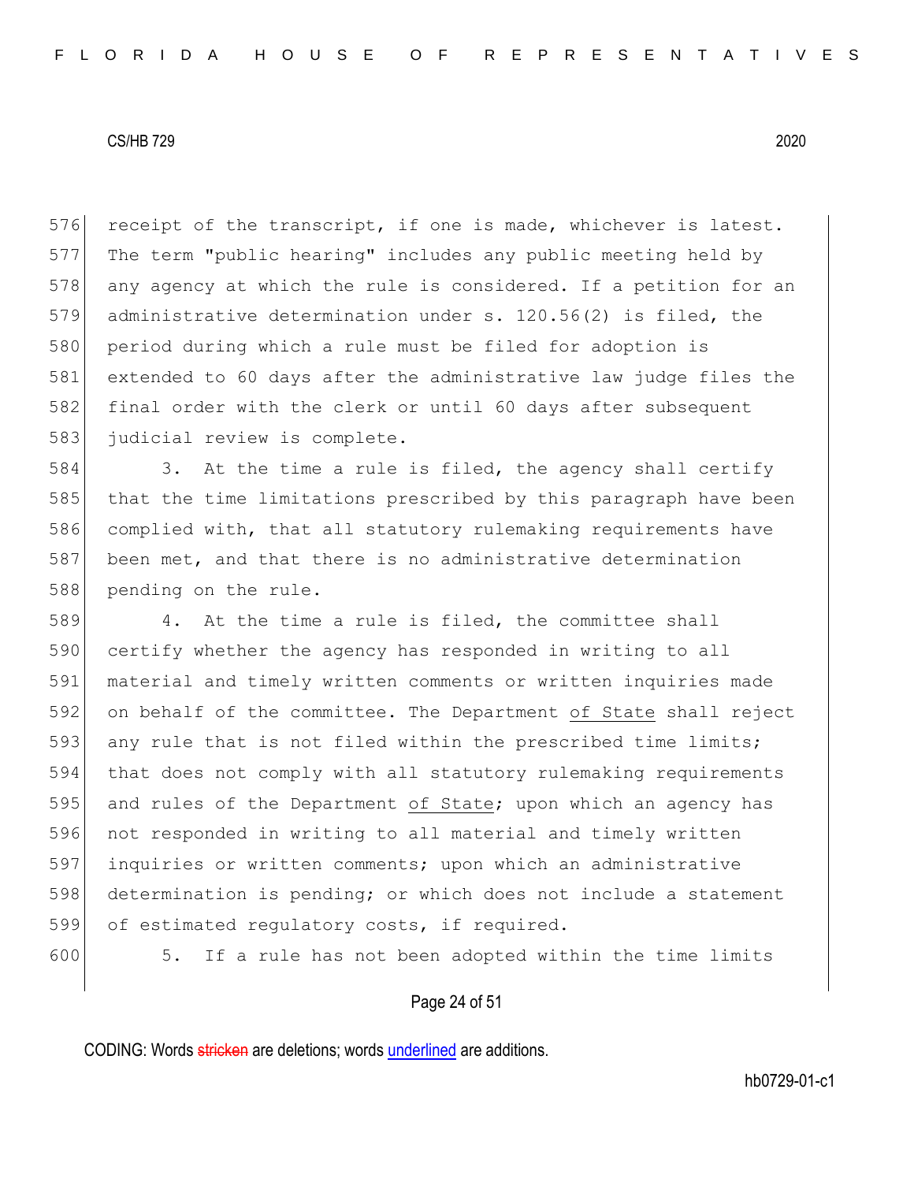receipt of the transcript, if one is made, whichever is latest. The term "public hearing" includes any public meeting held by any agency at which the rule is considered. If a petition for an administrative determination under s. 120.56(2) is filed, the period during which a rule must be filed for adoption is extended to 60 days after the administrative law judge files the final order with the clerk or until 60 days after subsequent judicial review is complete.

3. At the time a rule is filed, the agency shall certify that the time limitations prescribed by this paragraph have been complied with, that all statutory rulemaking requirements have been met, and that there is no administrative determination pending on the rule.

4. At the time a rule is filed, the committee shall certify whether the agency has responded in writing to all material and timely written comments or written inquiries made on behalf of the committee. The Department <u>of State</u> shall reject any rule that is not filed within the prescribed time limits; that does not comply with all statutory rulemaking requirements and rules of the Department <u>of State</u>; upon which an agency has not responded in writing to all material and timely written inquiries or written comments; upon which an administrative determination is pending; or which does not include a statement of estimated regulatory costs, if required.

5. If a rule has not been adopted within the time limits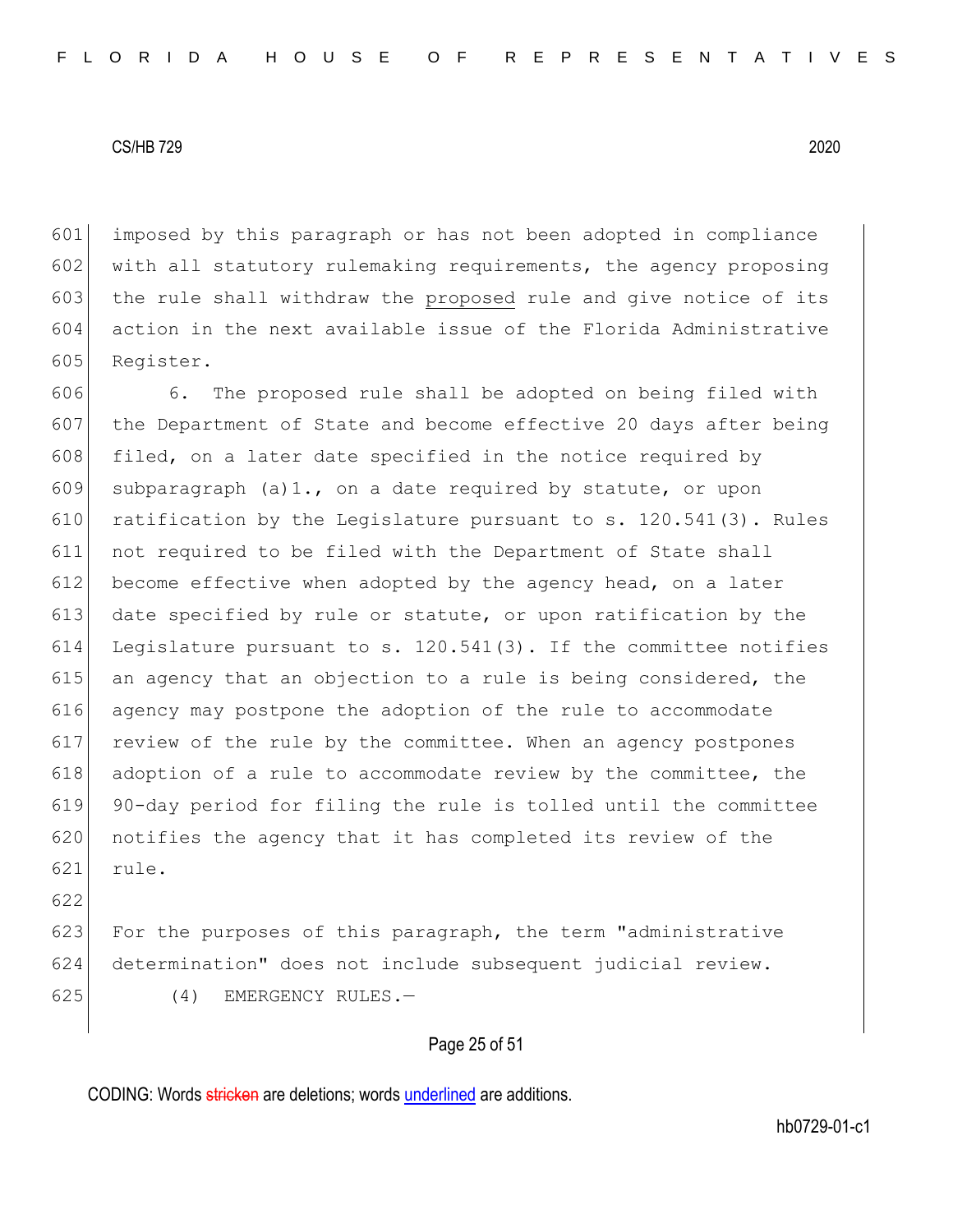imposed by this paragraph or has not been adopted in compliance with all statutory rulemaking requirements, the agency proposing the rule shall withdraw the <u>proposed</u> rule and give notice of its action in the next available issue of the Florida Administrative Register.

6. The proposed rule shall be adopted on being filed with the Department of State and become effective 20 days after being filed, on a later date specified in the notice required by subparagraph (a)1., on a date required by statute, or upon ratification by the Legislature pursuant to s. 120.541(3). Rules not required to be filed with the Department of State shall become effective when adopted by the agency head, on a later date specified by rule or statute, or upon ratification by the Legislature pursuant to s. 120.541(3). If the committee notifies an agency that an objection to a rule is being considered, the agency may postpone the adoption of the rule to accommodate review of the rule by the committee. When an agency postpones adoption of a rule to accommodate review by the committee, the 90-day period for filing the rule is tolled until the committee notifies the agency that it has completed its review of the rule.

For the purposes of this paragraph, the term "administrative determination" does not include subsequent judicial review.

(4) EMERGENCY RULES.—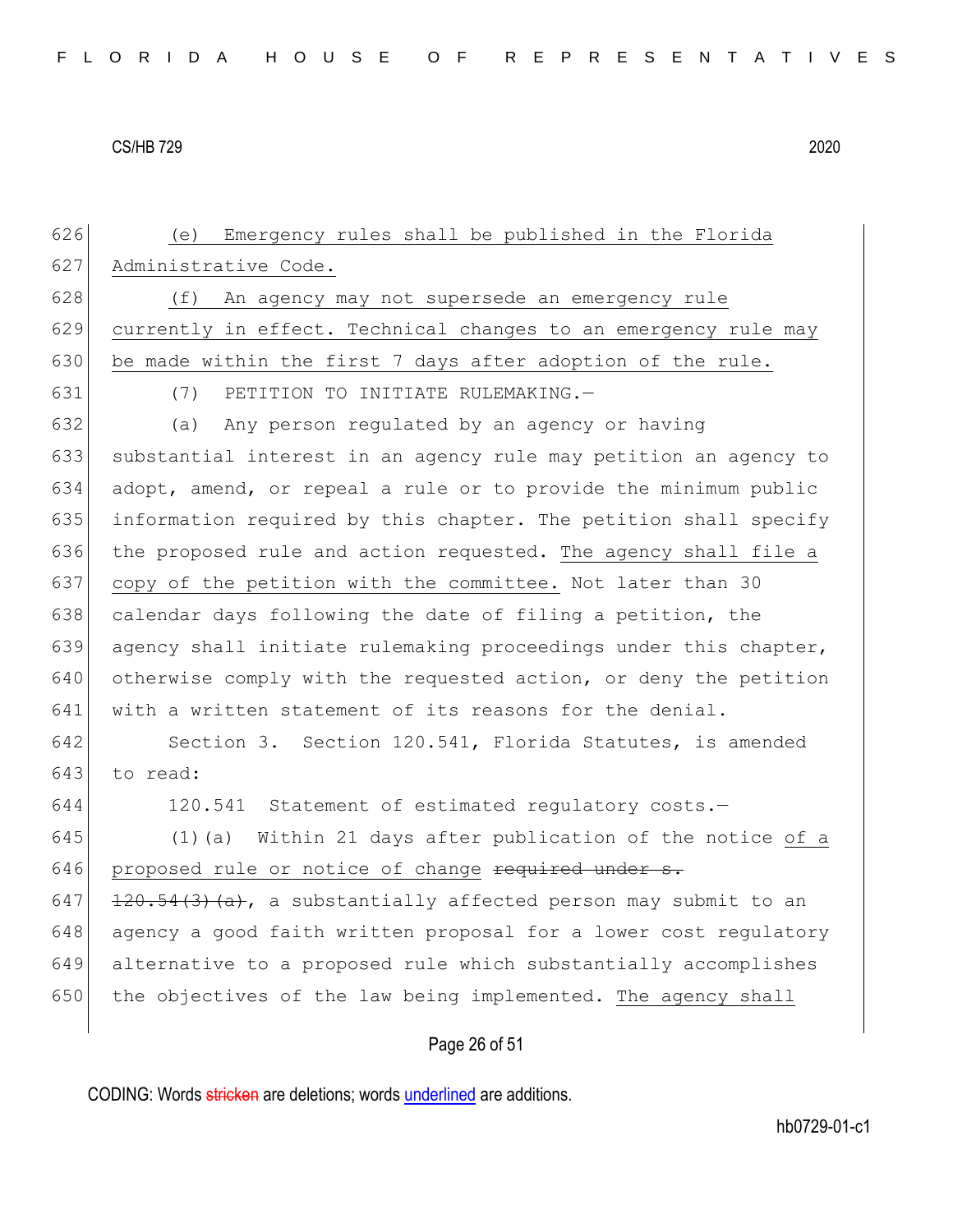(e) Emergency rules shall be published in the Florida Administrative Code.

(f) An agency may not supersede an emergency rule currently in effect. Technical changes to an emergency rule may be made within the first 7 days after adoption of the rule.

(7) PETITION TO INITIATE RULEMAKING.—

(a) Any person regulated by an agency or having substantial interest in an agency rule may petition an agency to adopt, amend, or repeal a rule or to provide the minimum public information required by this chapter. The petition shall specify the proposed rule and action requested. The agency shall file a copy of the petition with the committee. Not later than 30 calendar days following the date of filing a petition, the agency shall initiate rulemaking proceedings under this chapter, otherwise comply with the requested action, or deny the petition with a written statement of its reasons for the denial.

Section 3. Section 120.541, Florida Statutes, is amended to read:

120.541 Statement of estimated regulatory costs.—

(1)(a) Within 21 days after publication of the notice of a proposed rule or notice of change ~~required under s. 120.54(3)(a)~~, a substantially affected person may submit to an agency a good faith written proposal for a lower cost regulatory alternative to a proposed rule which substantially accomplishes the objectives of the law being implemented. The agency shall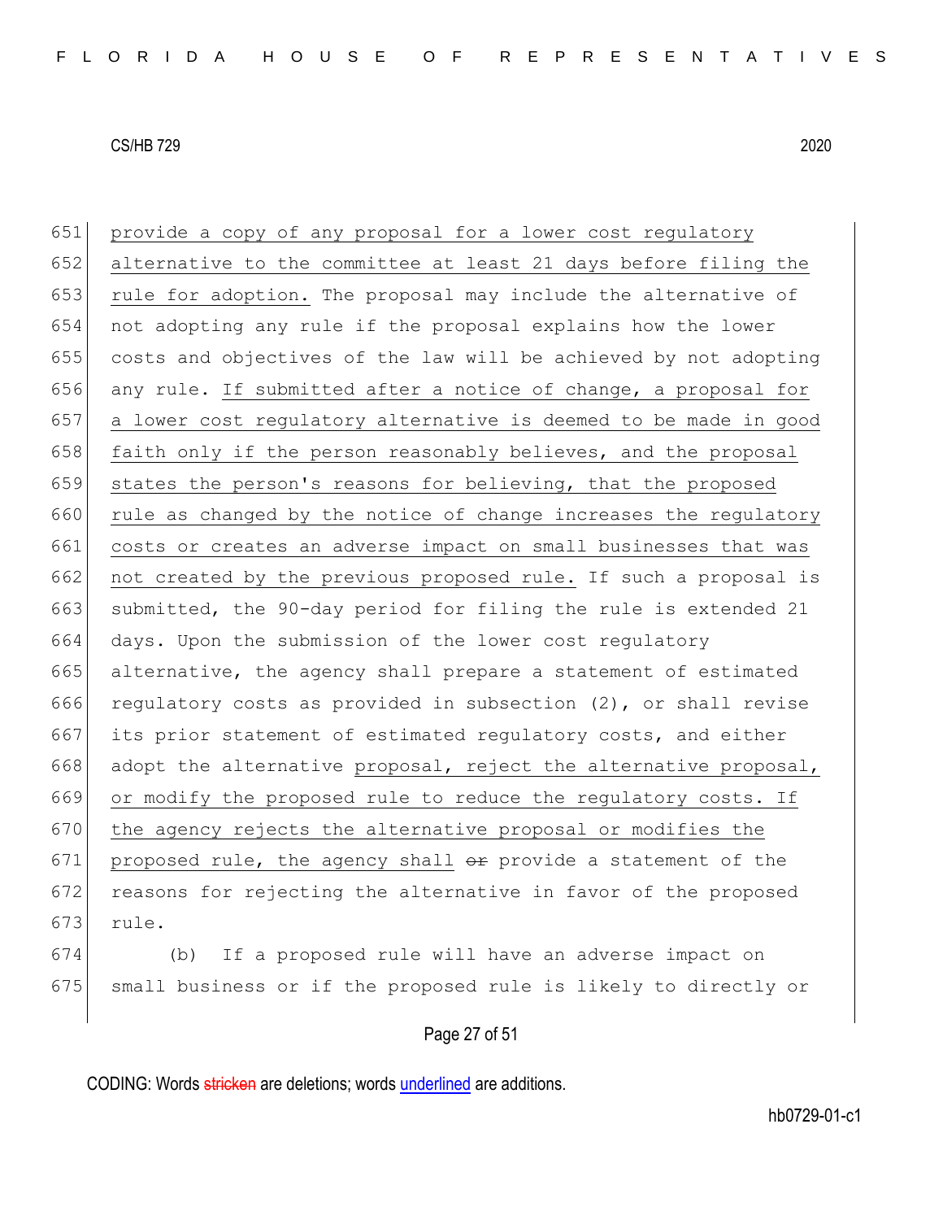provide a copy of any proposal for a lower cost regulatory alternative to the committee at least 21 days before filing the rule for adoption. The proposal may include the alternative of not adopting any rule if the proposal explains how the lower costs and objectives of the law will be achieved by not adopting any rule. If submitted after a notice of change, a proposal for a lower cost regulatory alternative is deemed to be made in good faith only if the person reasonably believes, and the proposal states the person's reasons for believing, that the proposed rule as changed by the notice of change increases the regulatory costs or creates an adverse impact on small businesses that was not created by the previous proposed rule. If such a proposal is submitted, the 90-day period for filing the rule is extended 21 days. Upon the submission of the lower cost regulatory alternative, the agency shall prepare a statement of estimated regulatory costs as provided in subsection (2), or shall revise its prior statement of estimated regulatory costs, and either adopt the alternative proposal, reject the alternative proposal, or modify the proposed rule to reduce the regulatory costs. If the agency rejects the alternative proposal or modifies the proposed rule, the agency shall ~~or~~ provide a statement of the reasons for rejecting the alternative in favor of the proposed rule.

(b) If a proposed rule will have an adverse impact on small business or if the proposed rule is likely to directly or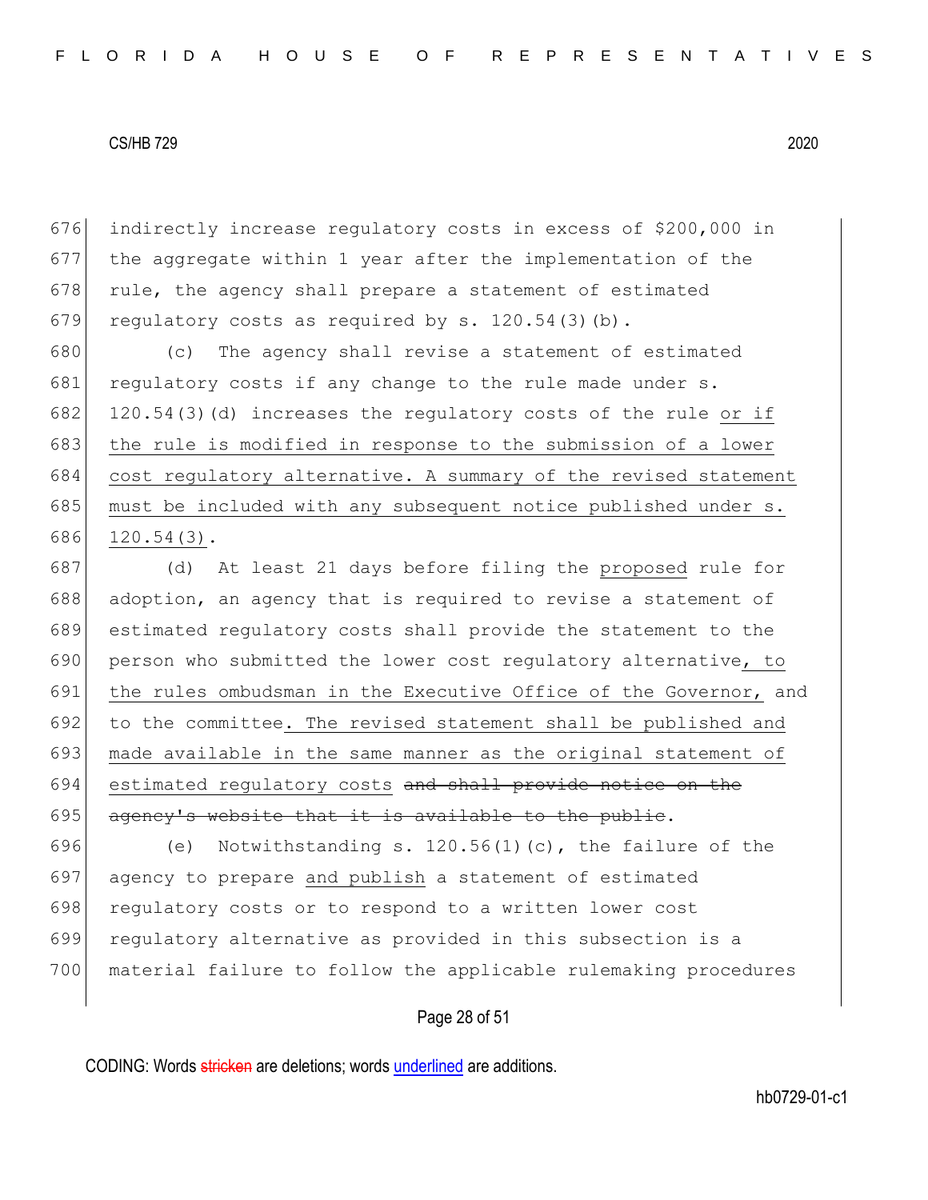indirectly increase regulatory costs in excess of $200,000 in the aggregate within 1 year after the implementation of the rule, the agency shall prepare a statement of estimated regulatory costs as required by s. 120.54(3)(b).

(c) The agency shall revise a statement of estimated regulatory costs if any change to the rule made under s. 120.54(3)(d) increases the regulatory costs of the rule or if the rule is modified in response to the submission of a lower cost regulatory alternative. A summary of the revised statement must be included with any subsequent notice published under s. 120.54(3).

(d) At least 21 days before filing the proposed rule for adoption, an agency that is required to revise a statement of estimated regulatory costs shall provide the statement to the person who submitted the lower cost regulatory alternative, to the rules ombudsman in the Executive Office of the Governor, and to the committee. The revised statement shall be published and made available in the same manner as the original statement of estimated regulatory costs ~~and shall provide notice on the agency's website that it is available to the public~~.

(e) Notwithstanding s. 120.56(1)(c), the failure of the agency to prepare and publish a statement of estimated regulatory costs or to respond to a written lower cost regulatory alternative as provided in this subsection is a material failure to follow the applicable rulemaking procedures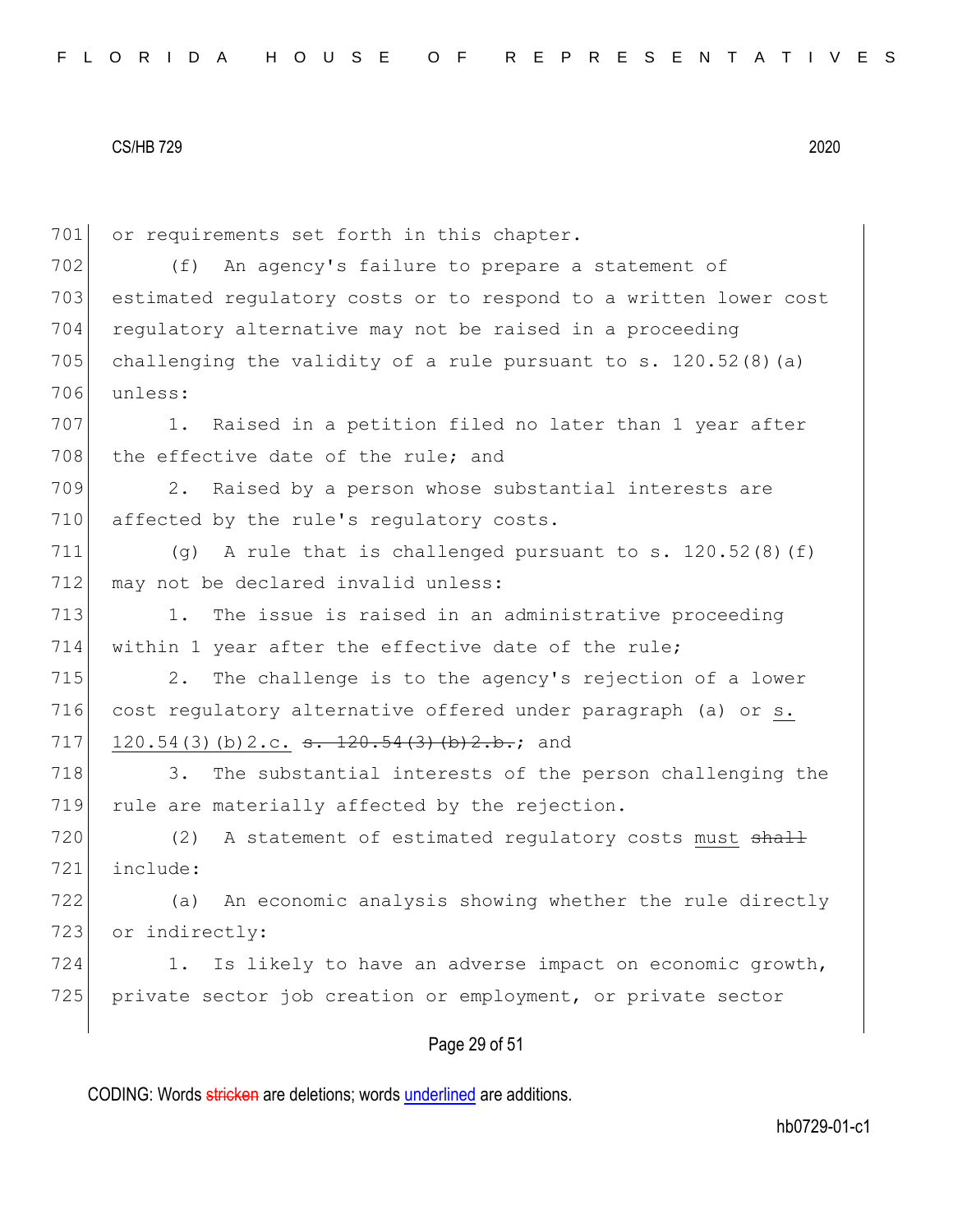or requirements set forth in this chapter.

(f) An agency's failure to prepare a statement of estimated regulatory costs or to respond to a written lower cost regulatory alternative may not be raised in a proceeding challenging the validity of a rule pursuant to s. 120.52(8)(a) unless:

1. Raised in a petition filed no later than 1 year after the effective date of the rule; and

2. Raised by a person whose substantial interests are affected by the rule's regulatory costs.

(g) A rule that is challenged pursuant to s. 120.52(8)(f) may not be declared invalid unless:

1. The issue is raised in an administrative proceeding within 1 year after the effective date of the rule;

2. The challenge is to the agency's rejection of a lower cost regulatory alternative offered under paragraph (a) or <u>s. 120.54(3)(b)2.c.</u> ~~s. 120.54(3)(b)2.b.~~; and

3. The substantial interests of the person challenging the rule are materially affected by the rejection.

(2) A statement of estimated regulatory costs <u>must</u> ~~shall~~ include:

(a) An economic analysis showing whether the rule directly or indirectly:

1. Is likely to have an adverse impact on economic growth, private sector job creation or employment, or private sector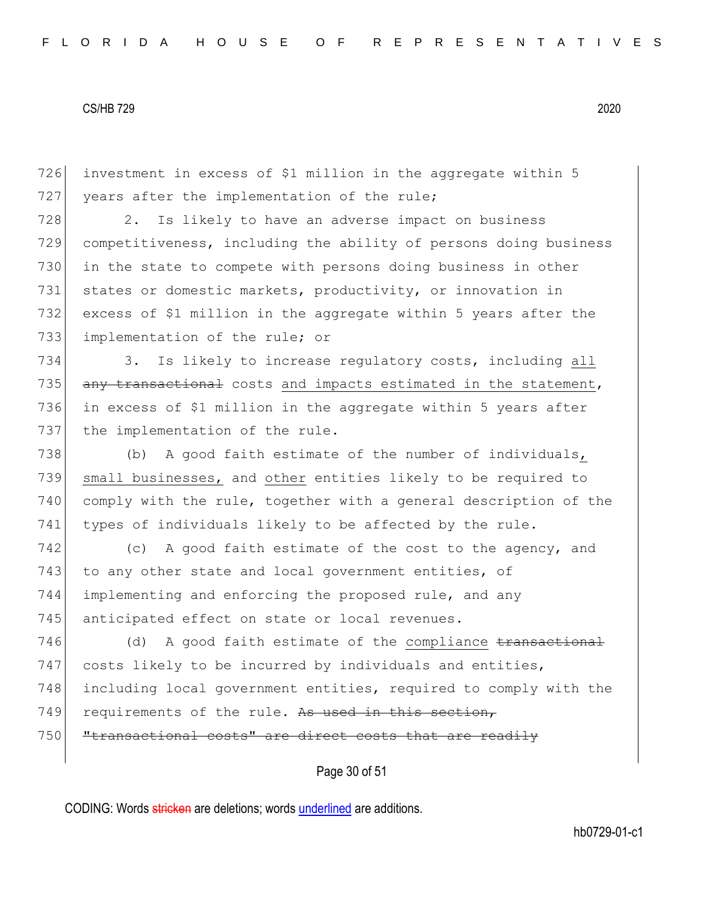investment in excess of $1 million in the aggregate within 5 years after the implementation of the rule;

2. Is likely to have an adverse impact on business competitiveness, including the ability of persons doing business in the state to compete with persons doing business in other states or domestic markets, productivity, or innovation in excess of $1 million in the aggregate within 5 years after the implementation of the rule; or

3. Is likely to increase regulatory costs, including <u>all</u> ~~any transactional~~ costs <u>and impacts estimated in the statement</u>, in excess of $1 million in the aggregate within 5 years after the implementation of the rule.

(b) A good faith estimate of the number of individuals<u>, small businesses,</u> and <u>other</u> entities likely to be required to comply with the rule, together with a general description of the types of individuals likely to be affected by the rule.

(c) A good faith estimate of the cost to the agency, and to any other state and local government entities, of implementing and enforcing the proposed rule, and any anticipated effect on state or local revenues.

(d) A good faith estimate of the <u>compliance</u> ~~transactional~~ costs likely to be incurred by individuals and entities, including local government entities, required to comply with the requirements of the rule. ~~As used in this section, "transactional costs" are direct costs that are readily~~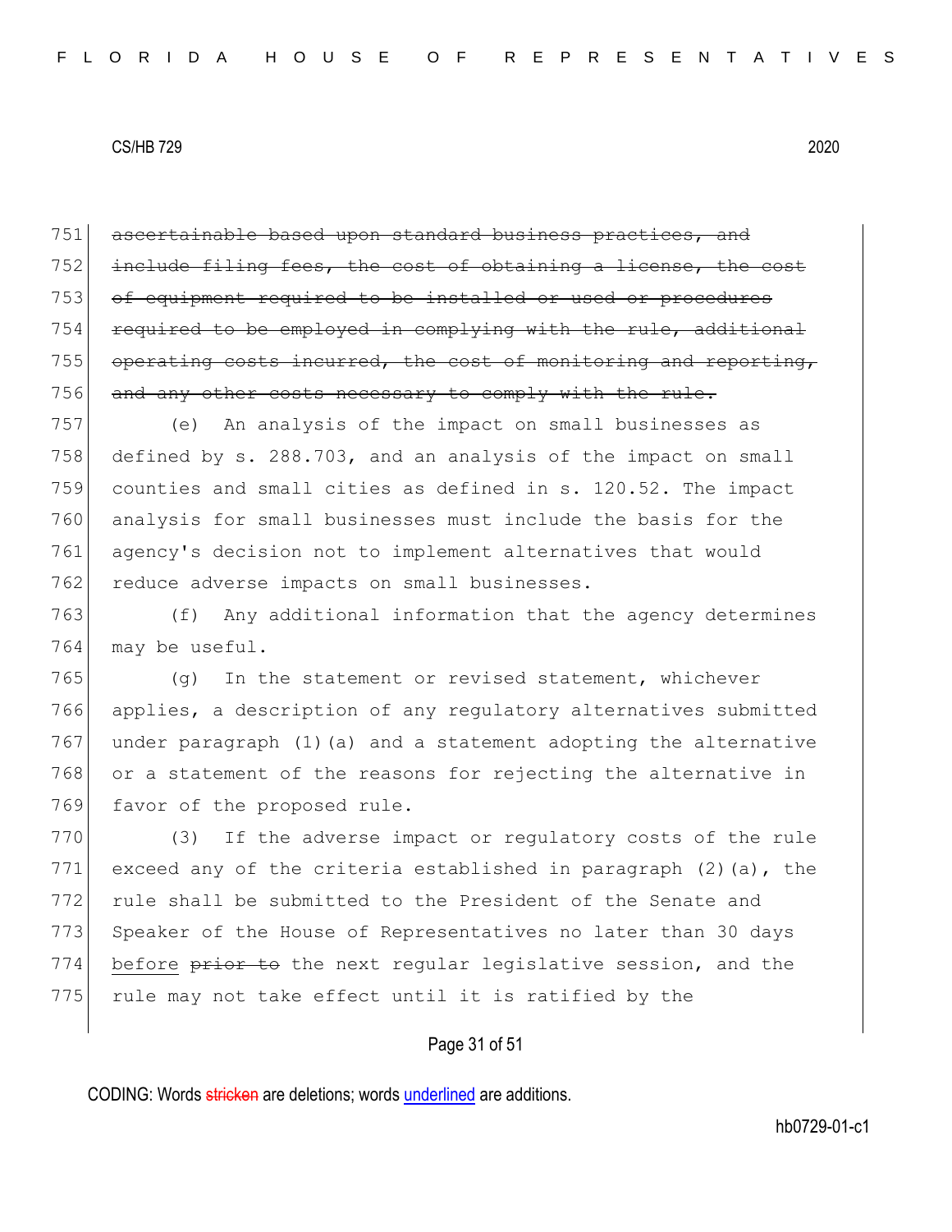~~ascertainable based upon standard business practices, and include filing fees, the cost of obtaining a license, the cost of equipment required to be installed or used or procedures required to be employed in complying with the rule, additional operating costs incurred, the cost of monitoring and reporting, and any other costs necessary to comply with the rule.~~

(e) An analysis of the impact on small businesses as defined by s. 288.703, and an analysis of the impact on small counties and small cities as defined in s. 120.52. The impact analysis for small businesses must include the basis for the agency's decision not to implement alternatives that would reduce adverse impacts on small businesses.

(f) Any additional information that the agency determines may be useful.

(g) In the statement or revised statement, whichever applies, a description of any regulatory alternatives submitted under paragraph (1)(a) and a statement adopting the alternative or a statement of the reasons for rejecting the alternative in favor of the proposed rule.

(3) If the adverse impact or regulatory costs of the rule exceed any of the criteria established in paragraph (2)(a), the rule shall be submitted to the President of the Senate and Speaker of the House of Representatives no later than 30 days <u>before</u> ~~prior to~~ the next regular legislative session, and the rule may not take effect until it is ratified by the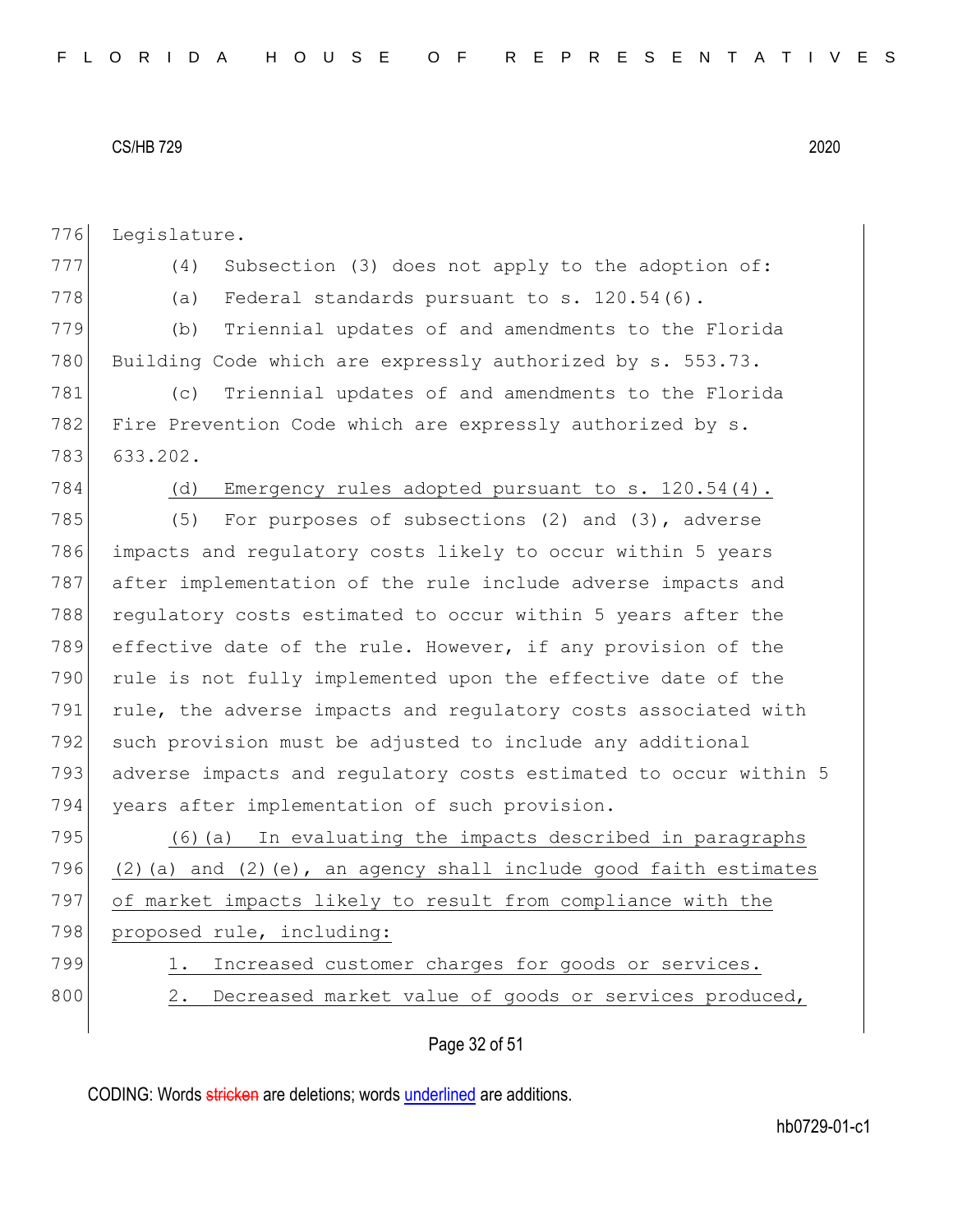Legislature.

(4) Subsection (3) does not apply to the adoption of:

(a) Federal standards pursuant to s. 120.54(6).

(b) Triennial updates of and amendments to the Florida Building Code which are expressly authorized by s. 553.73.

(c) Triennial updates of and amendments to the Florida Fire Prevention Code which are expressly authorized by s. 633.202.

<u>(d) Emergency rules adopted pursuant to s. 120.54(4).</u>

(5) For purposes of subsections (2) and (3), adverse impacts and regulatory costs likely to occur within 5 years after implementation of the rule include adverse impacts and regulatory costs estimated to occur within 5 years after the effective date of the rule. However, if any provision of the rule is not fully implemented upon the effective date of the rule, the adverse impacts and regulatory costs associated with such provision must be adjusted to include any additional adverse impacts and regulatory costs estimated to occur within 5 years after implementation of such provision.

<u>(6)(a) In evaluating the impacts described in paragraphs (2)(a) and (2)(e), an agency shall include good faith estimates of market impacts likely to result from compliance with the proposed rule, including:</u>

<u>1. Increased customer charges for goods or services.</u>

<u>2. Decreased market value of goods or services produced,</u>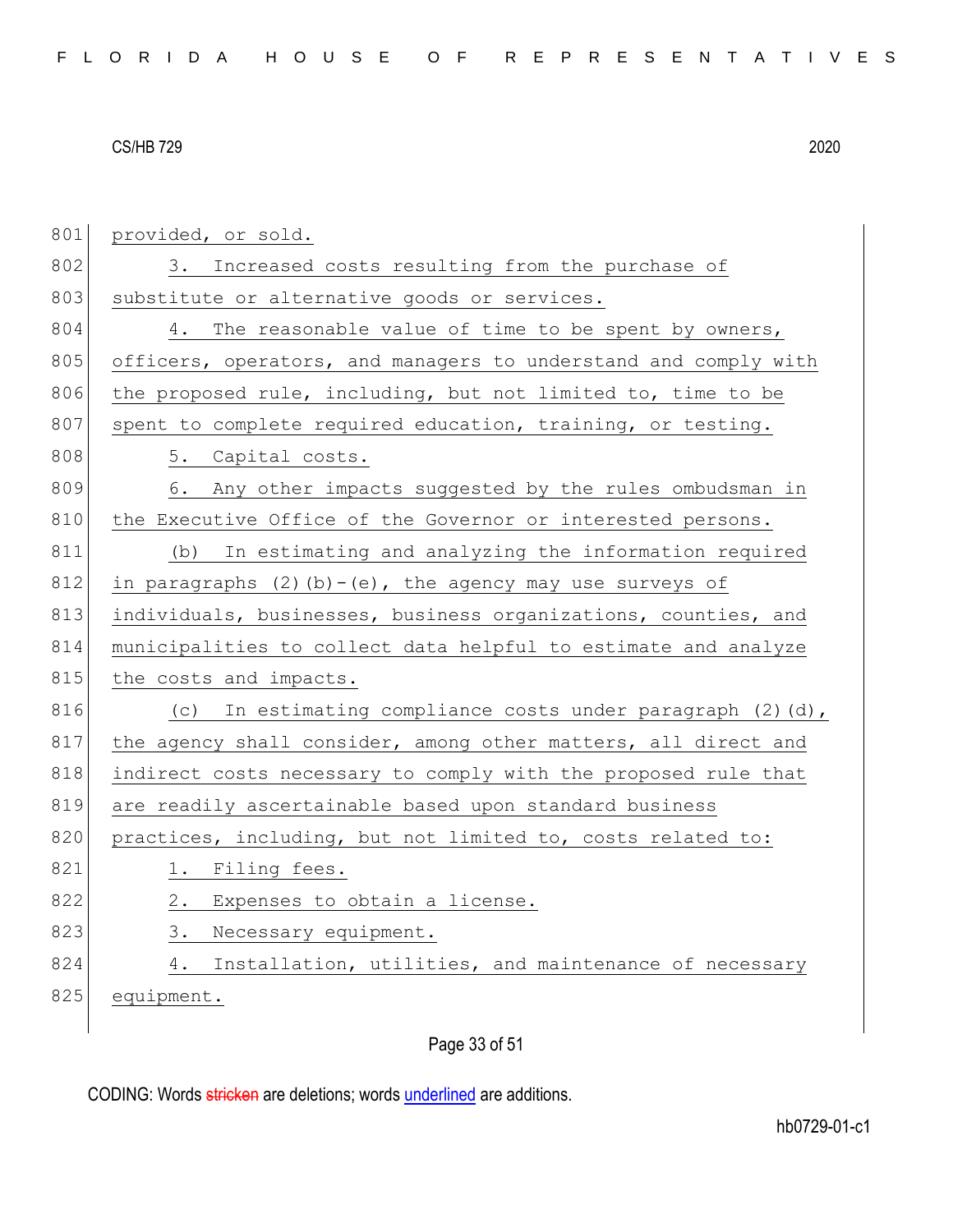provided, or sold.

3. Increased costs resulting from the purchase of substitute or alternative goods or services.

4. The reasonable value of time to be spent by owners, officers, operators, and managers to understand and comply with the proposed rule, including, but not limited to, time to be spent to complete required education, training, or testing.

5. Capital costs.

6. Any other impacts suggested by the rules ombudsman in the Executive Office of the Governor or interested persons.

(b) In estimating and analyzing the information required in paragraphs (2)(b)-(e), the agency may use surveys of individuals, businesses, business organizations, counties, and municipalities to collect data helpful to estimate and analyze the costs and impacts.

(c) In estimating compliance costs under paragraph (2)(d), the agency shall consider, among other matters, all direct and indirect costs necessary to comply with the proposed rule that are readily ascertainable based upon standard business practices, including, but not limited to, costs related to:

1. Filing fees.

2. Expenses to obtain a license.

3. Necessary equipment.

4. Installation, utilities, and maintenance of necessary equipment.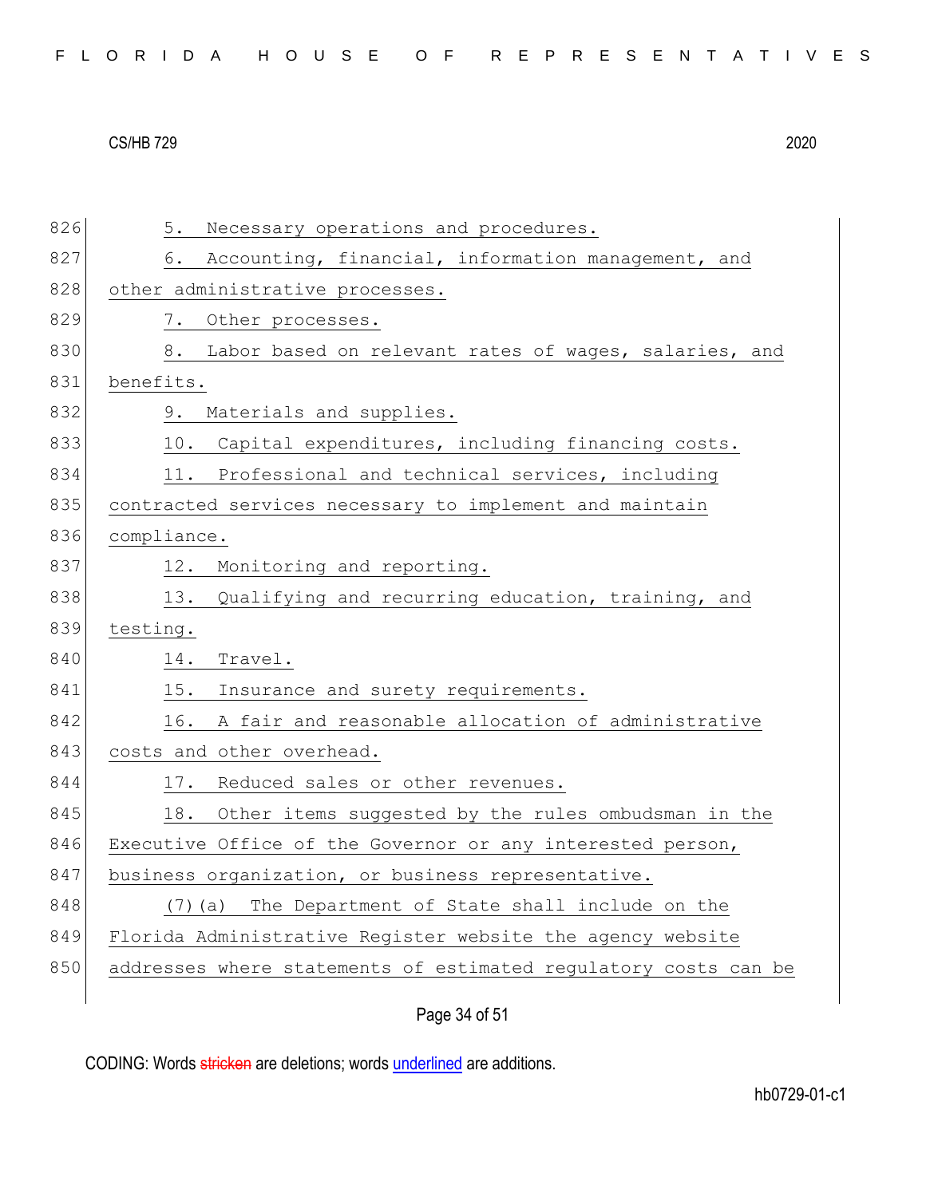5. Necessary operations and procedures.

6. Accounting, financial, information management, and other administrative processes.

7. Other processes.

8. Labor based on relevant rates of wages, salaries, and benefits.

9. Materials and supplies.

10. Capital expenditures, including financing costs.

11. Professional and technical services, including contracted services necessary to implement and maintain compliance.

12. Monitoring and reporting.

13. Qualifying and recurring education, training, and testing.

14. Travel.

15. Insurance and surety requirements.

16. A fair and reasonable allocation of administrative costs and other overhead.

17. Reduced sales or other revenues.

18. Other items suggested by the rules ombudsman in the Executive Office of the Governor or any interested person, business organization, or business representative.

(7)(a) The Department of State shall include on the Florida Administrative Register website the agency website addresses where statements of estimated regulatory costs can be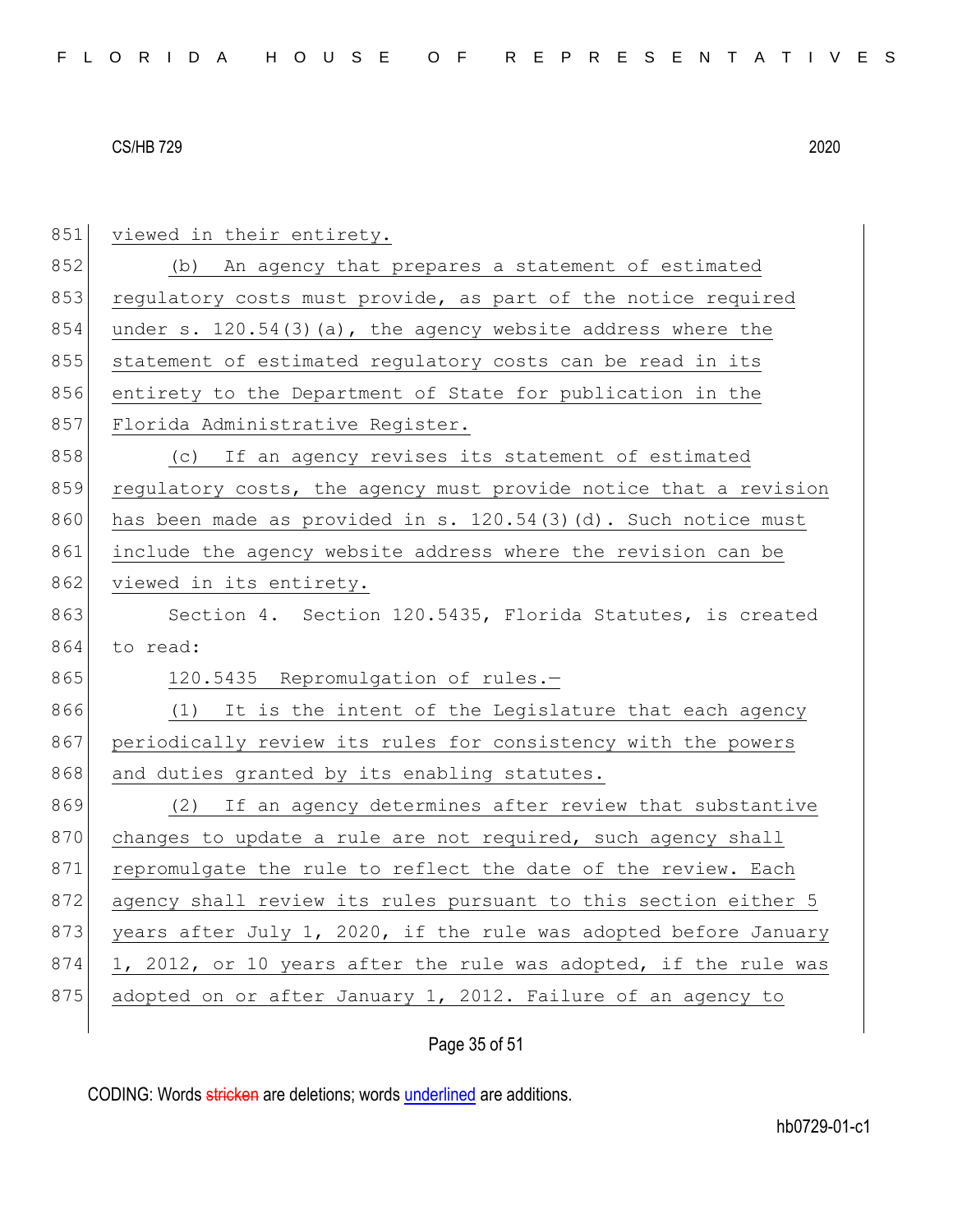viewed in their entirety.

(b) An agency that prepares a statement of estimated regulatory costs must provide, as part of the notice required under s. 120.54(3)(a), the agency website address where the statement of estimated regulatory costs can be read in its entirety to the Department of State for publication in the Florida Administrative Register.

(c) If an agency revises its statement of estimated regulatory costs, the agency must provide notice that a revision has been made as provided in s. 120.54(3)(d). Such notice must include the agency website address where the revision can be viewed in its entirety.

Section 4. Section 120.5435, Florida Statutes, is created to read:

120.5435 Repromulgation of rules.—

(1) It is the intent of the Legislature that each agency periodically review its rules for consistency with the powers and duties granted by its enabling statutes.

(2) If an agency determines after review that substantive changes to update a rule are not required, such agency shall repromulgate the rule to reflect the date of the review. Each agency shall review its rules pursuant to this section either 5 years after July 1, 2020, if the rule was adopted before January 1, 2012, or 10 years after the rule was adopted, if the rule was adopted on or after January 1, 2012. Failure of an agency to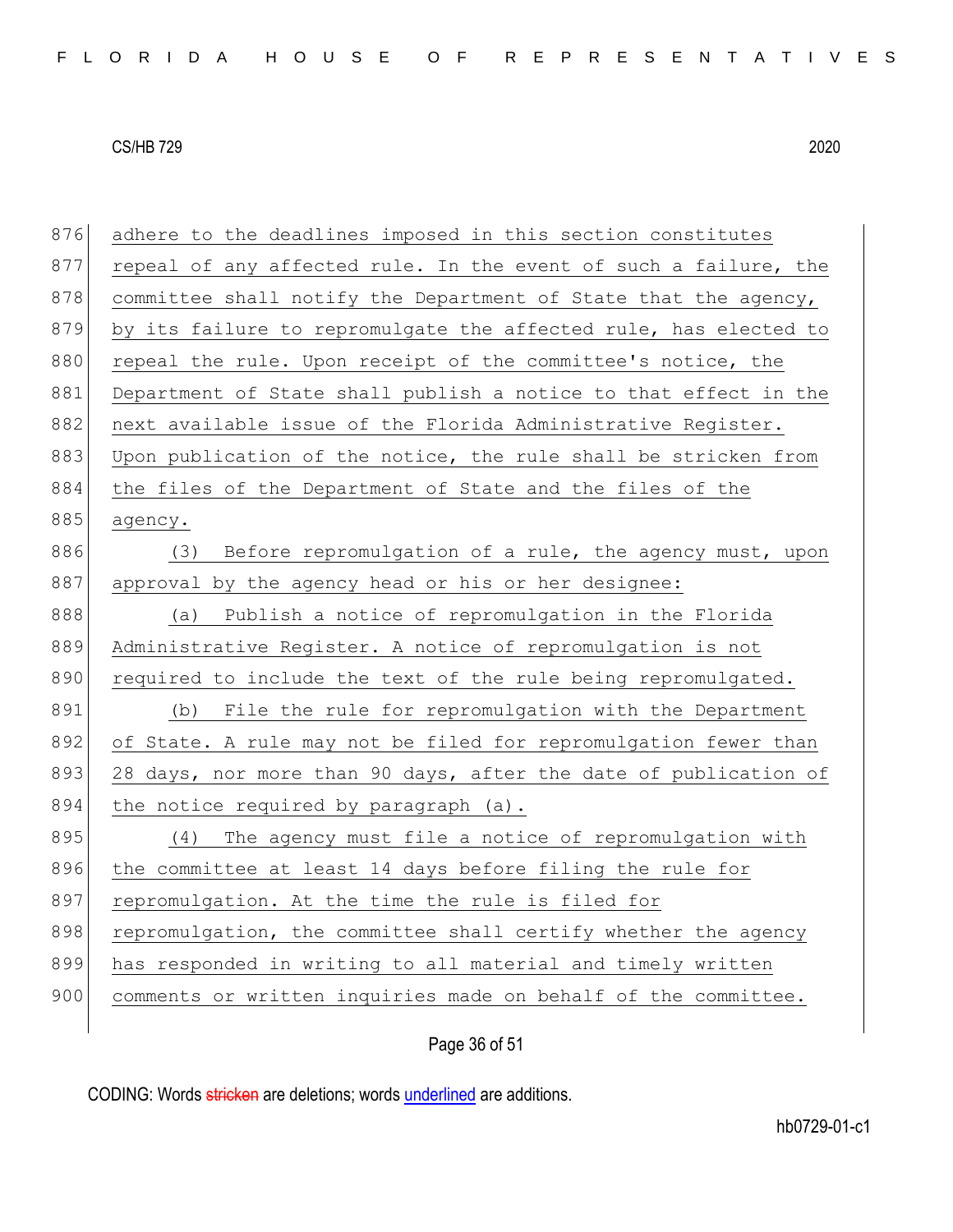adhere to the deadlines imposed in this section constitutes repeal of any affected rule. In the event of such a failure, the committee shall notify the Department of State that the agency, by its failure to repromulgate the affected rule, has elected to repeal the rule. Upon receipt of the committee's notice, the Department of State shall publish a notice to that effect in the next available issue of the Florida Administrative Register. Upon publication of the notice, the rule shall be stricken from the files of the Department of State and the files of the agency.

(3) Before repromulgation of a rule, the agency must, upon approval by the agency head or his or her designee:

(a) Publish a notice of repromulgation in the Florida Administrative Register. A notice of repromulgation is not required to include the text of the rule being repromulgated.

(b) File the rule for repromulgation with the Department of State. A rule may not be filed for repromulgation fewer than 28 days, nor more than 90 days, after the date of publication of the notice required by paragraph (a).

(4) The agency must file a notice of repromulgation with the committee at least 14 days before filing the rule for repromulgation. At the time the rule is filed for repromulgation, the committee shall certify whether the agency has responded in writing to all material and timely written comments or written inquiries made on behalf of the committee.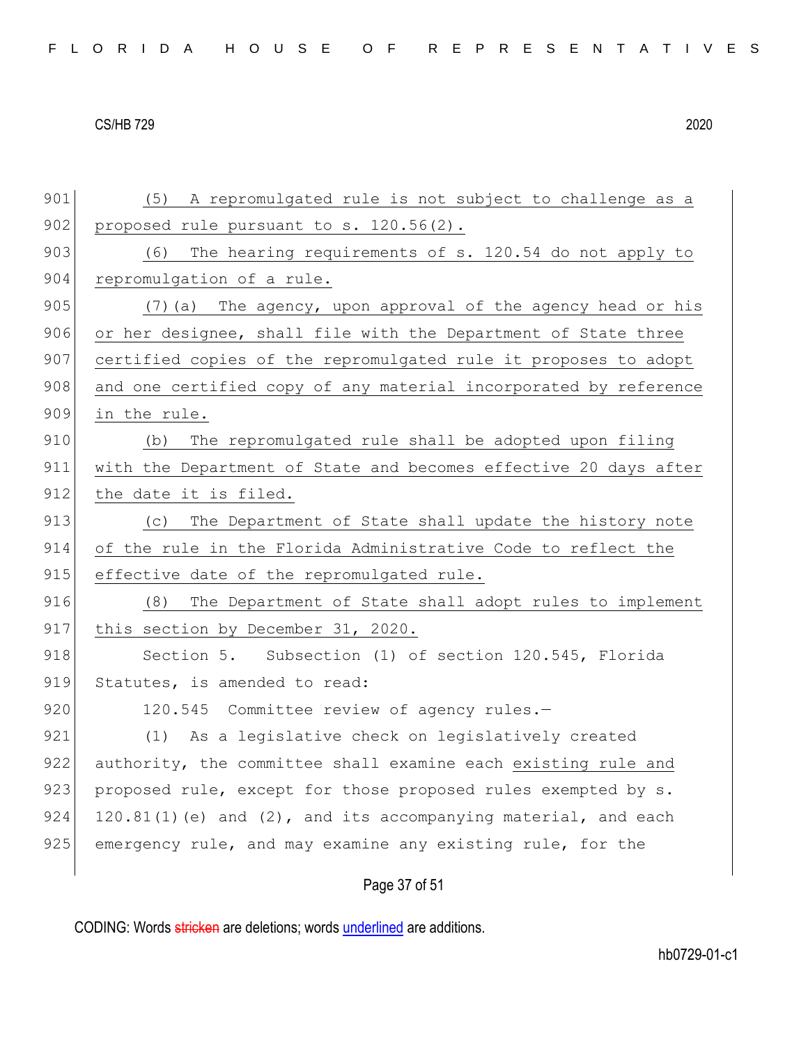(5) A repromulgated rule is not subject to challenge as a proposed rule pursuant to s. 120.56(2).

(6) The hearing requirements of s. 120.54 do not apply to repromulgation of a rule.

(7)(a) The agency, upon approval of the agency head or his or her designee, shall file with the Department of State three certified copies of the repromulgated rule it proposes to adopt and one certified copy of any material incorporated by reference in the rule.

(b) The repromulgated rule shall be adopted upon filing with the Department of State and becomes effective 20 days after the date it is filed.

(c) The Department of State shall update the history note of the rule in the Florida Administrative Code to reflect the effective date of the repromulgated rule.

(8) The Department of State shall adopt rules to implement this section by December 31, 2020.

Section 5. Subsection (1) of section 120.545, Florida Statutes, is amended to read:

120.545 Committee review of agency rules.—

(1) As a legislative check on legislatively created authority, the committee shall examine each existing rule and proposed rule, except for those proposed rules exempted by s. 120.81(1)(e) and (2), and its accompanying material, and each emergency rule, and may examine any existing rule, for the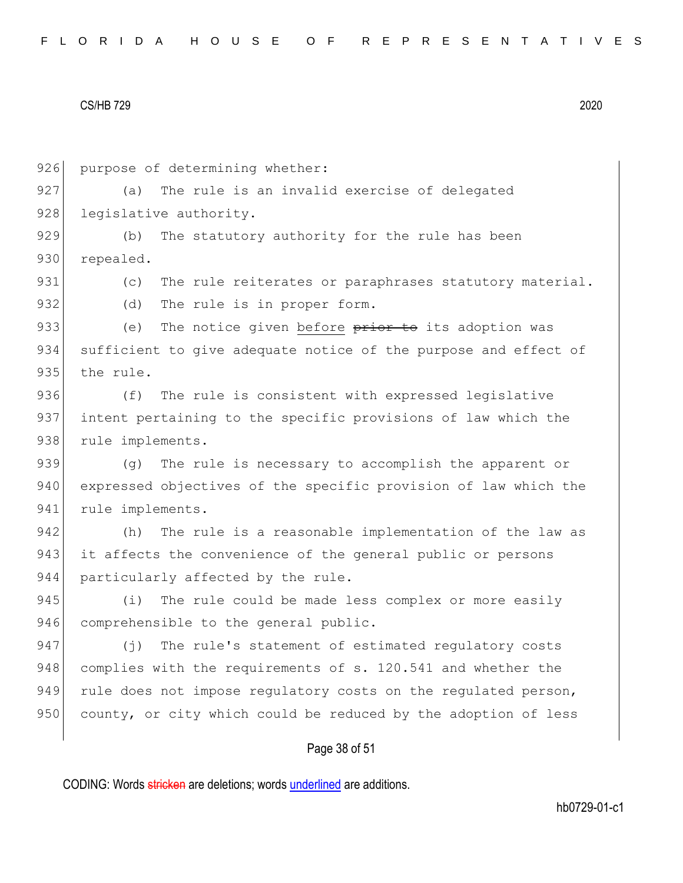purpose of determining whether:

(a) The rule is an invalid exercise of delegated legislative authority.

(b) The statutory authority for the rule has been repealed.

(c) The rule reiterates or paraphrases statutory material.

(d) The rule is in proper form.

(e) The notice given <u>before</u> ~~prior to~~ its adoption was sufficient to give adequate notice of the purpose and effect of the rule.

(f) The rule is consistent with expressed legislative intent pertaining to the specific provisions of law which the rule implements.

(g) The rule is necessary to accomplish the apparent or expressed objectives of the specific provision of law which the rule implements.

(h) The rule is a reasonable implementation of the law as it affects the convenience of the general public or persons particularly affected by the rule.

(i) The rule could be made less complex or more easily comprehensible to the general public.

(j) The rule's statement of estimated regulatory costs complies with the requirements of s. 120.541 and whether the rule does not impose regulatory costs on the regulated person, county, or city which could be reduced by the adoption of less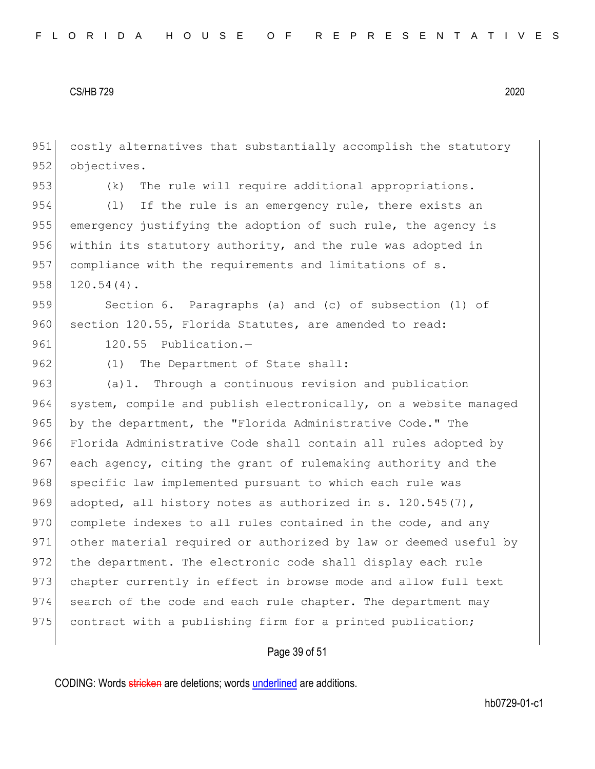costly alternatives that substantially accomplish the statutory objectives.

(k) The rule will require additional appropriations.

(l) If the rule is an emergency rule, there exists an emergency justifying the adoption of such rule, the agency is within its statutory authority, and the rule was adopted in compliance with the requirements and limitations of s. 120.54(4).

Section 6. Paragraphs (a) and (c) of subsection (1) of section 120.55, Florida Statutes, are amended to read:

120.55 Publication.—

(1) The Department of State shall:

(a)1. Through a continuous revision and publication system, compile and publish electronically, on a website managed by the department, the "Florida Administrative Code." The Florida Administrative Code shall contain all rules adopted by each agency, citing the grant of rulemaking authority and the specific law implemented pursuant to which each rule was adopted, all history notes as authorized in s. 120.545(7), complete indexes to all rules contained in the code, and any other material required or authorized by law or deemed useful by the department. The electronic code shall display each rule chapter currently in effect in browse mode and allow full text search of the code and each rule chapter. The department may contract with a publishing firm for a printed publication;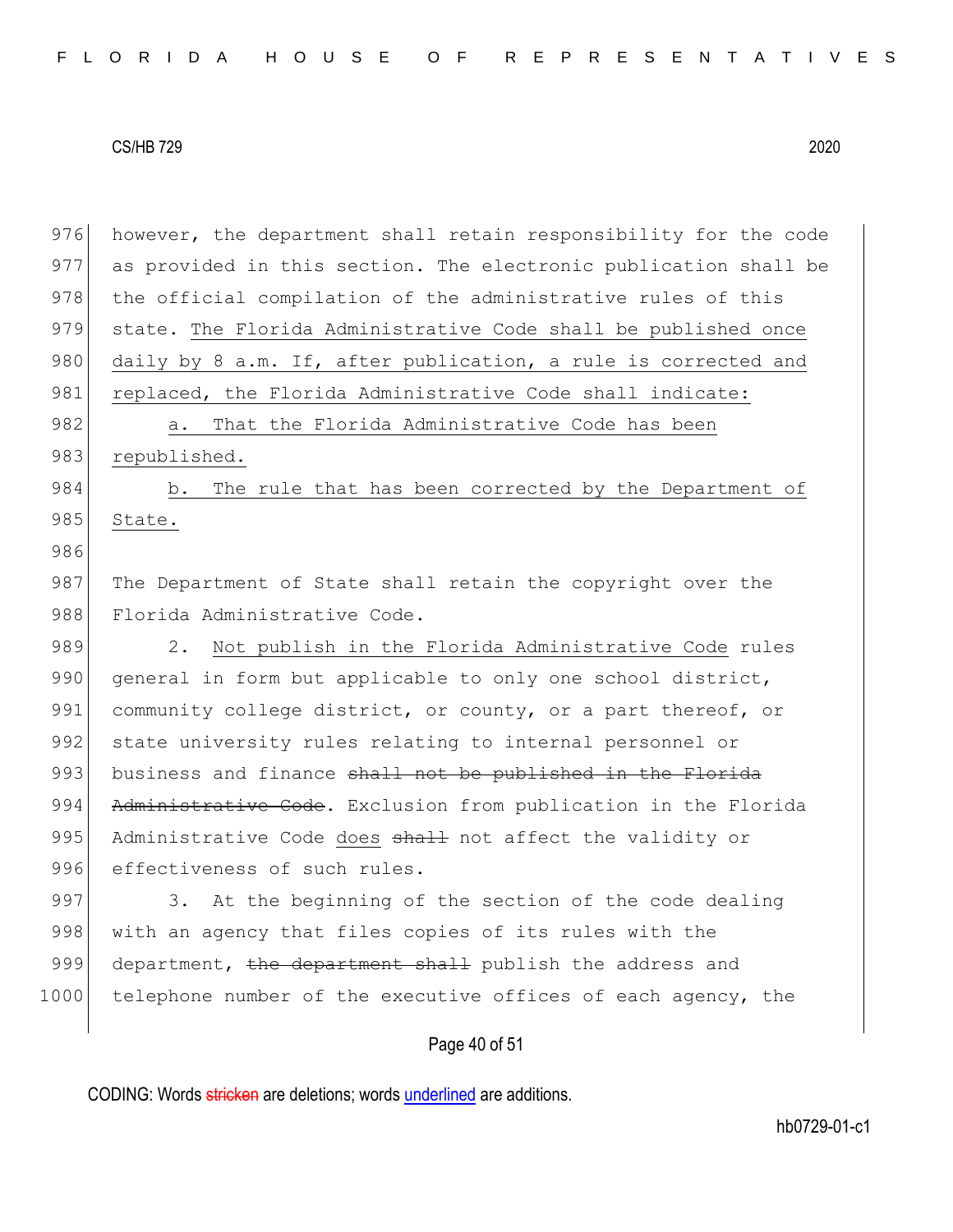however, the department shall retain responsibility for the code as provided in this section. The electronic publication shall be the official compilation of the administrative rules of this state. <u>The Florida Administrative Code shall be published once daily by 8 a.m. If, after publication, a rule is corrected and replaced, the Florida Administrative Code shall indicate:</u>

<u>a. That the Florida Administrative Code has been republished.</u>

<u>b. The rule that has been corrected by the Department of State.</u>

The Department of State shall retain the copyright over the Florida Administrative Code.

2. <u>Not publish in the Florida Administrative Code</u> rules general in form but applicable to only one school district, community college district, or county, or a part thereof, or state university rules relating to internal personnel or business and finance ~~shall not be published in the Florida Administrative Code~~. Exclusion from publication in the Florida Administrative Code <u>does</u> ~~shall~~ not affect the validity or effectiveness of such rules.

3. At the beginning of the section of the code dealing with an agency that files copies of its rules with the department, ~~the department shall~~ publish the address and telephone number of the executive offices of each agency, the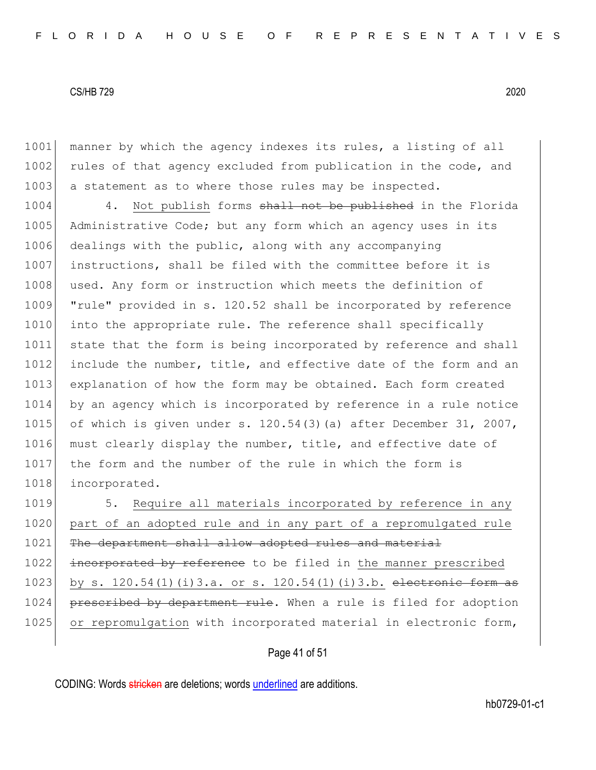manner by which the agency indexes its rules, a listing of all rules of that agency excluded from publication in the code, and a statement as to where those rules may be inspected.

4. Not publish forms ~~shall not be published~~ in the Florida Administrative Code; but any form which an agency uses in its dealings with the public, along with any accompanying instructions, shall be filed with the committee before it is used. Any form or instruction which meets the definition of "rule" provided in s. 120.52 shall be incorporated by reference into the appropriate rule. The reference shall specifically state that the form is being incorporated by reference and shall include the number, title, and effective date of the form and an explanation of how the form may be obtained. Each form created by an agency which is incorporated by reference in a rule notice of which is given under s. 120.54(3)(a) after December 31, 2007, must clearly display the number, title, and effective date of the form and the number of the rule in which the form is incorporated.

5. Require all materials incorporated by reference in any part of an adopted rule and in any part of a repromulgated rule ~~The department shall allow adopted rules and material incorporated by reference~~ to be filed in the manner prescribed by s. 120.54(1)(i)3.a. or s. 120.54(1)(i)3.b. ~~electronic form as prescribed by department rule~~. When a rule is filed for adoption or repromulgation with incorporated material in electronic form,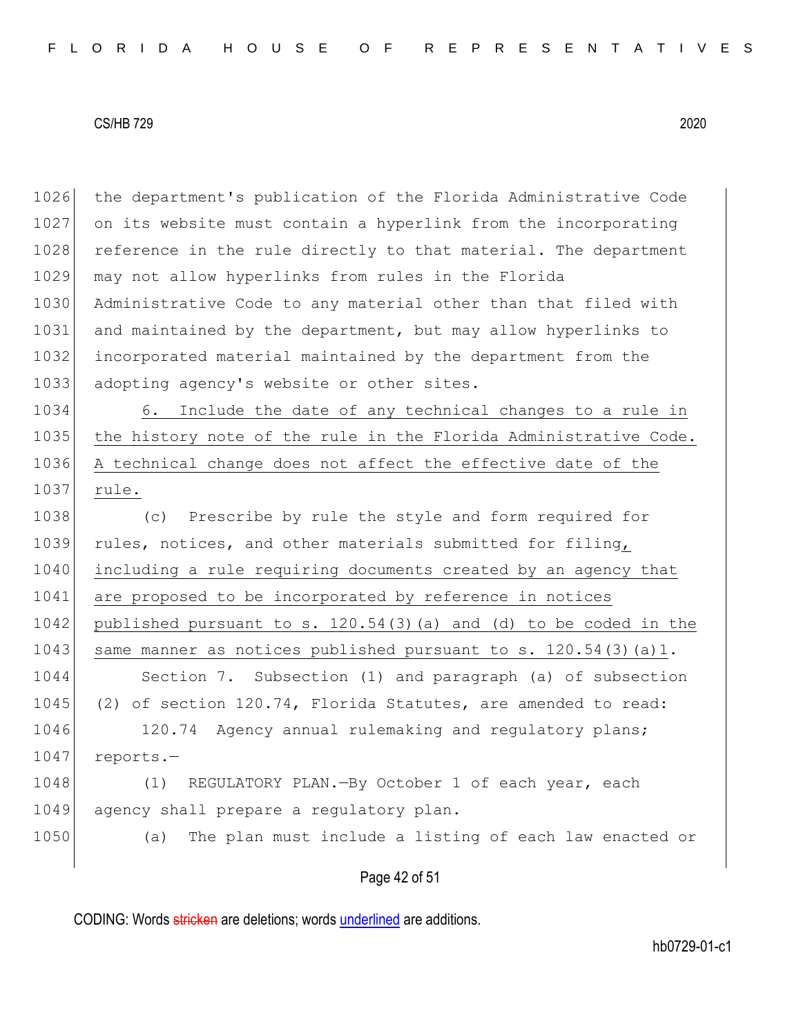the department's publication of the Florida Administrative Code on its website must contain a hyperlink from the incorporating reference in the rule directly to that material. The department may not allow hyperlinks from rules in the Florida Administrative Code to any material other than that filed with and maintained by the department, but may allow hyperlinks to incorporated material maintained by the department from the adopting agency's website or other sites.

6. Include the date of any technical changes to a rule in the history note of the rule in the Florida Administrative Code. A technical change does not affect the effective date of the rule.

(c) Prescribe by rule the style and form required for rules, notices, and other materials submitted for filing, including a rule requiring documents created by an agency that are proposed to be incorporated by reference in notices published pursuant to s. 120.54(3)(a) and (d) to be coded in the same manner as notices published pursuant to s. 120.54(3)(a)1.

Section 7. Subsection (1) and paragraph (a) of subsection (2) of section 120.74, Florida Statutes, are amended to read:

120.74 Agency annual rulemaking and regulatory plans; reports.—

(1) REGULATORY PLAN.—By October 1 of each year, each agency shall prepare a regulatory plan.

(a) The plan must include a listing of each law enacted or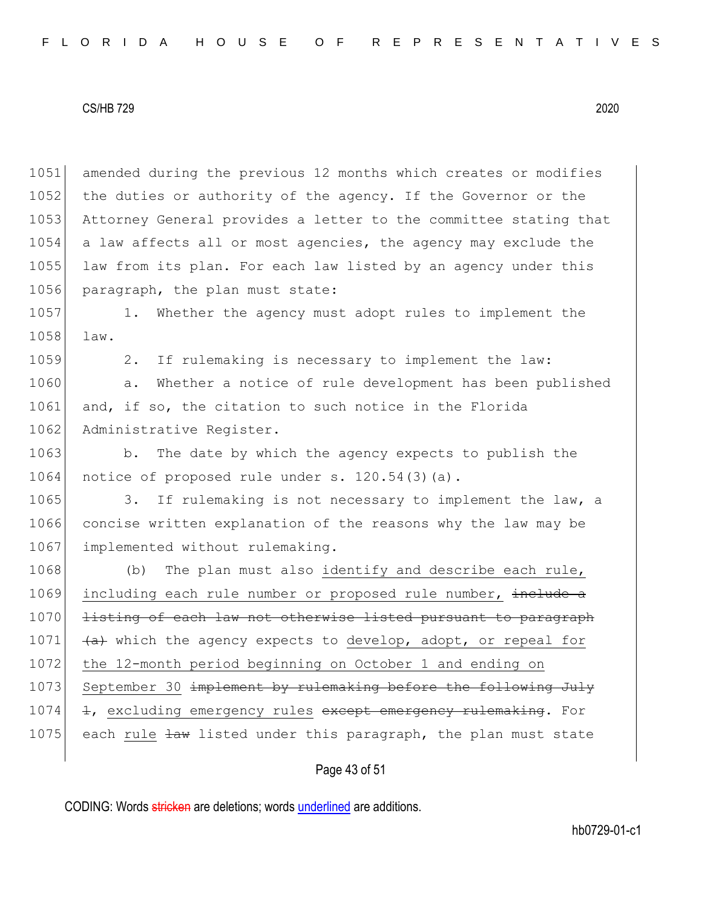amended during the previous 12 months which creates or modifies the duties or authority of the agency. If the Governor or the Attorney General provides a letter to the committee stating that a law affects all or most agencies, the agency may exclude the law from its plan. For each law listed by an agency under this paragraph, the plan must state:

1. Whether the agency must adopt rules to implement the law.

2. If rulemaking is necessary to implement the law:

a. Whether a notice of rule development has been published and, if so, the citation to such notice in the Florida Administrative Register.

b. The date by which the agency expects to publish the notice of proposed rule under s. 120.54(3)(a).

3. If rulemaking is not necessary to implement the law, a concise written explanation of the reasons why the law may be implemented without rulemaking.

(b) The plan must also <u>identify and describe each rule, including each rule number or proposed rule number,</u> ~~include a listing of each law not otherwise listed pursuant to paragraph (a)~~ which the agency expects to <u>develop, adopt, or repeal for the 12-month period beginning on October 1 and ending on September 30</u> ~~implement by rulemaking before the following July 1~~, <u>excluding emergency rules</u> ~~except emergency rulemaking~~. For each <u>rule</u> ~~law~~ listed under this paragraph, the plan must state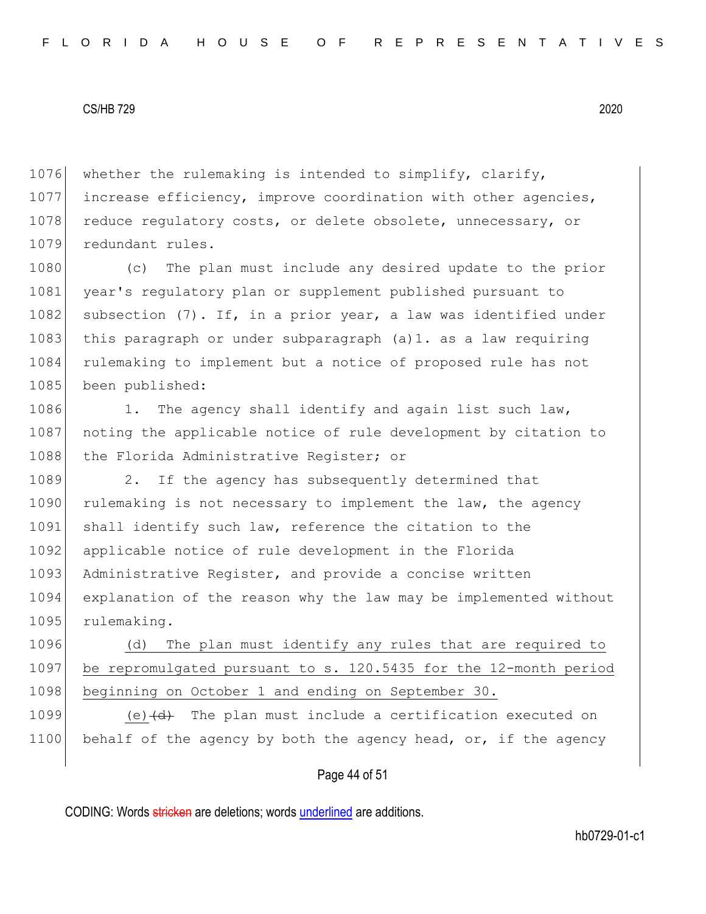whether the rulemaking is intended to simplify, clarify, increase efficiency, improve coordination with other agencies, reduce regulatory costs, or delete obsolete, unnecessary, or redundant rules.

(c) The plan must include any desired update to the prior year's regulatory plan or supplement published pursuant to subsection (7). If, in a prior year, a law was identified under this paragraph or under subparagraph (a)1. as a law requiring rulemaking to implement but a notice of proposed rule has not been published:

1. The agency shall identify and again list such law, noting the applicable notice of rule development by citation to the Florida Administrative Register; or

2. If the agency has subsequently determined that rulemaking is not necessary to implement the law, the agency shall identify such law, reference the citation to the applicable notice of rule development in the Florida Administrative Register, and provide a concise written explanation of the reason why the law may be implemented without rulemaking.

(d) The plan must identify any rules that are required to be repromulgated pursuant to s. 120.5435 for the 12-month period beginning on October 1 and ending on September 30.

(e) ~~(d)~~ The plan must include a certification executed on behalf of the agency by both the agency head, or, if the agency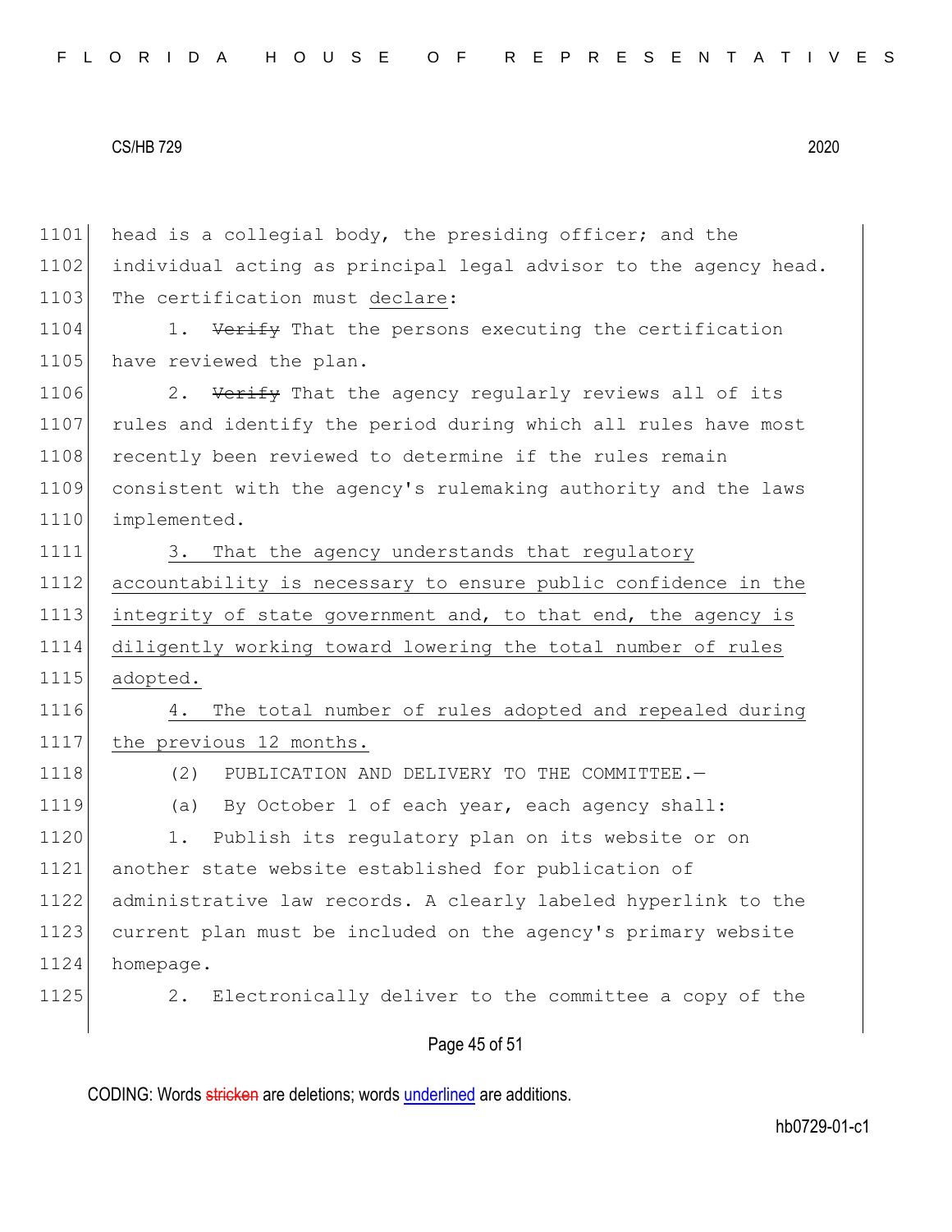head is a collegial body, the presiding officer; and the individual acting as principal legal advisor to the agency head. The certification must declare:

1. ~~Verify~~ That the persons executing the certification have reviewed the plan.

2. ~~Verify~~ That the agency regularly reviews all of its rules and identify the period during which all rules have most recently been reviewed to determine if the rules remain consistent with the agency's rulemaking authority and the laws implemented.

<u>3. That the agency understands that regulatory accountability is necessary to ensure public confidence in the integrity of state government and, to that end, the agency is diligently working toward lowering the total number of rules adopted.</u>

<u>4. The total number of rules adopted and repealed during the previous 12 months.</u>

(2) PUBLICATION AND DELIVERY TO THE COMMITTEE.—

(a) By October 1 of each year, each agency shall:

1. Publish its regulatory plan on its website or on another state website established for publication of administrative law records. A clearly labeled hyperlink to the current plan must be included on the agency's primary website homepage.

2. Electronically deliver to the committee a copy of the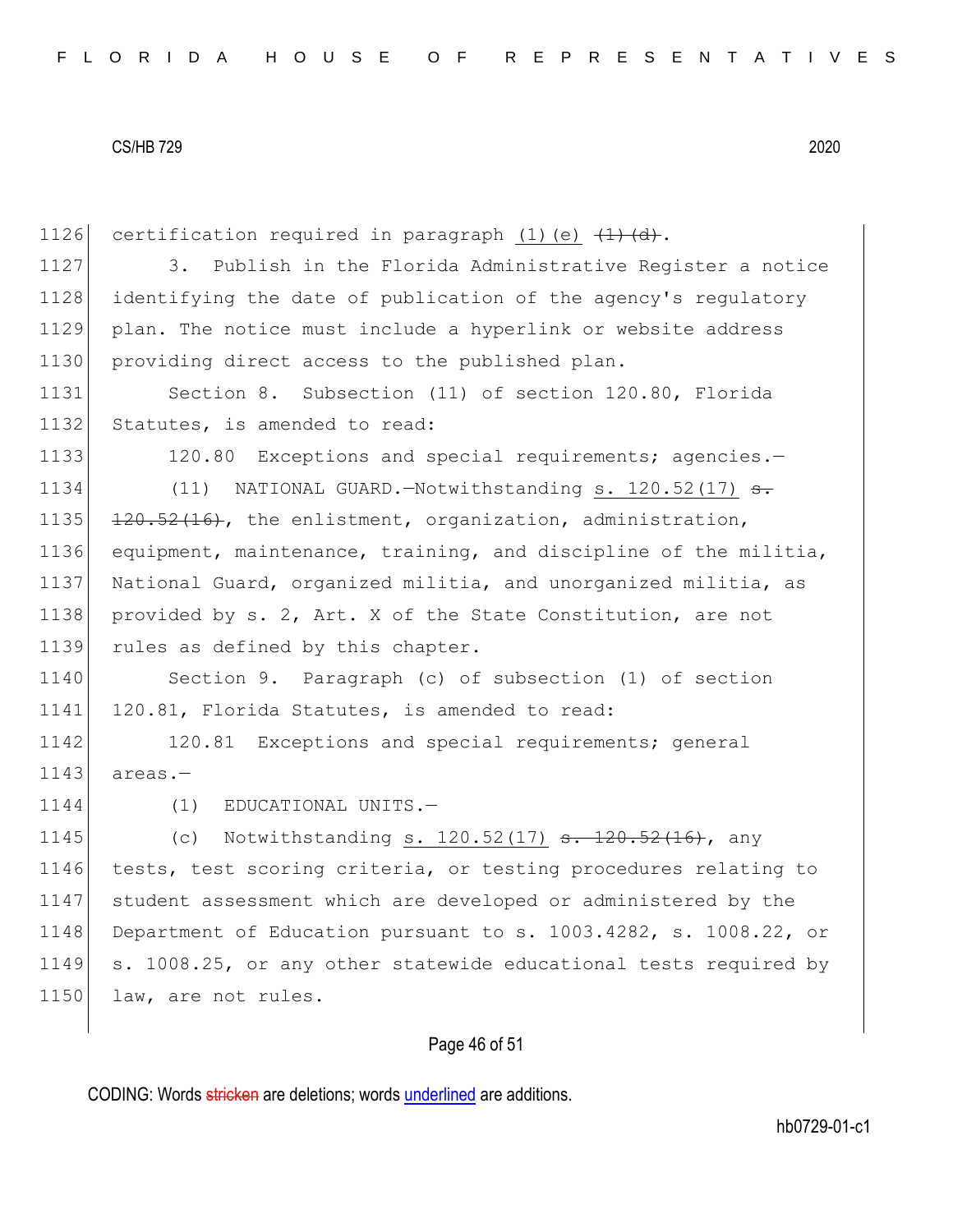1126 certification required in paragraph <u>(1)(e)</u> ~~(1)(d)~~.

1127 3. Publish in the Florida Administrative Register a notice
1128 identifying the date of publication of the agency's regulatory
1129 plan. The notice must include a hyperlink or website address
1130 providing direct access to the published plan.

1131 Section 8. Subsection (11) of section 120.80, Florida
1132 Statutes, is amended to read:

1133 120.80 Exceptions and special requirements; agencies.—

1134 (11) NATIONAL GUARD.—Notwithstanding <u>s. 120.52(17)</u> ~~s.~~
1135 ~~120.52(16)~~, the enlistment, organization, administration,
1136 equipment, maintenance, training, and discipline of the militia,
1137 National Guard, organized militia, and unorganized militia, as
1138 provided by s. 2, Art. X of the State Constitution, are not
1139 rules as defined by this chapter.

1140 Section 9. Paragraph (c) of subsection (1) of section
1141 120.81, Florida Statutes, is amended to read:

1142 120.81 Exceptions and special requirements; general
1143 areas.—

1144 (1) EDUCATIONAL UNITS.—

1145 (c) Notwithstanding <u>s. 120.52(17)</u> ~~s. 120.52(16)~~, any
1146 tests, test scoring criteria, or testing procedures relating to
1147 student assessment which are developed or administered by the
1148 Department of Education pursuant to s. 1003.4282, s. 1008.22, or
1149 s. 1008.25, or any other statewide educational tests required by
1150 law, are not rules.

CODING: Words ~~stricken~~ are deletions; words <u>underlined</u> are additions.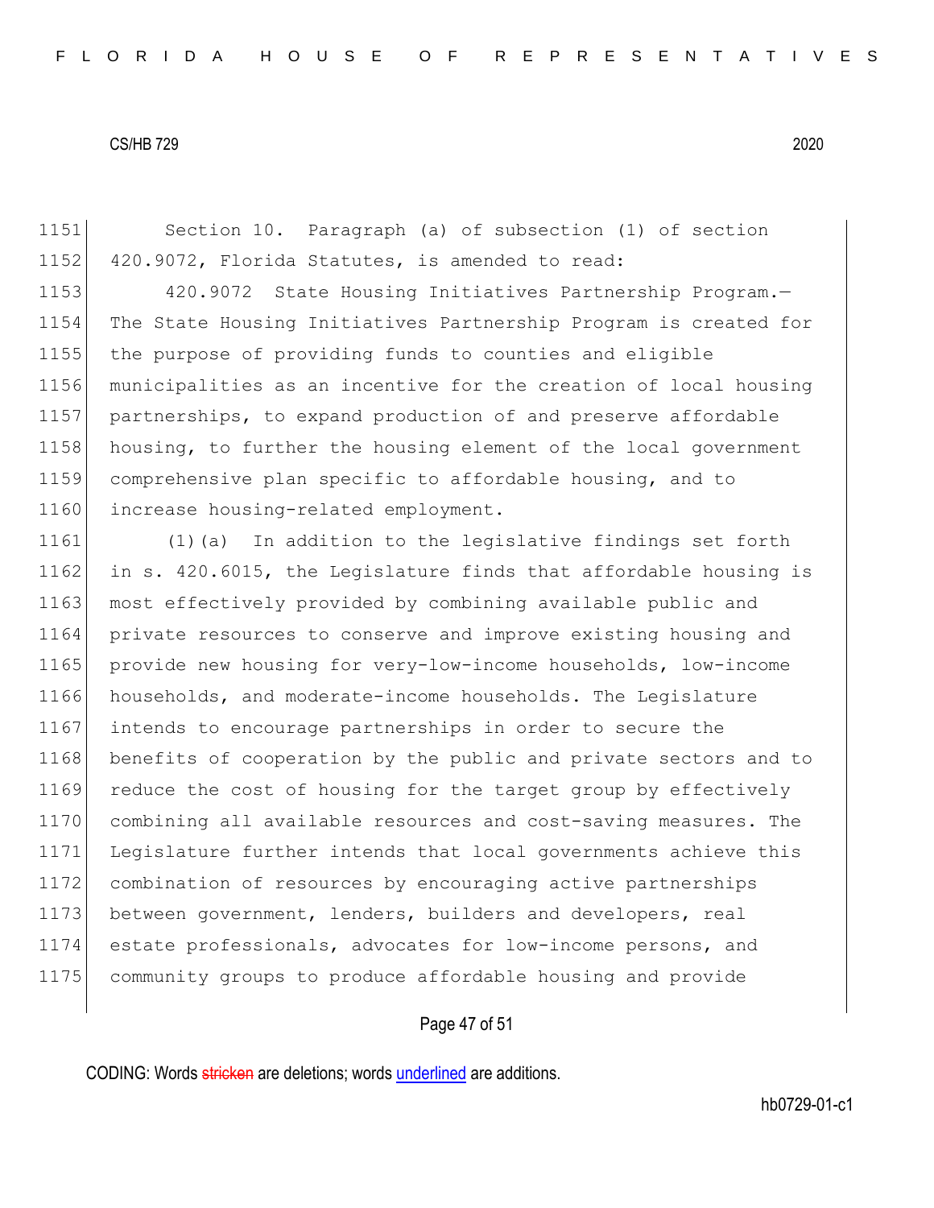Section 10. Paragraph (a) of subsection (1) of section 420.9072, Florida Statutes, is amended to read:

420.9072 State Housing Initiatives Partnership Program.—The State Housing Initiatives Partnership Program is created for the purpose of providing funds to counties and eligible municipalities as an incentive for the creation of local housing partnerships, to expand production of and preserve affordable housing, to further the housing element of the local government comprehensive plan specific to affordable housing, and to increase housing-related employment.

(1)(a) In addition to the legislative findings set forth in s. 420.6015, the Legislature finds that affordable housing is most effectively provided by combining available public and private resources to conserve and improve existing housing and provide new housing for very-low-income households, low-income households, and moderate-income households. The Legislature intends to encourage partnerships in order to secure the benefits of cooperation by the public and private sectors and to reduce the cost of housing for the target group by effectively combining all available resources and cost-saving measures. The Legislature further intends that local governments achieve this combination of resources by encouraging active partnerships between government, lenders, builders and developers, real estate professionals, advocates for low-income persons, and community groups to produce affordable housing and provide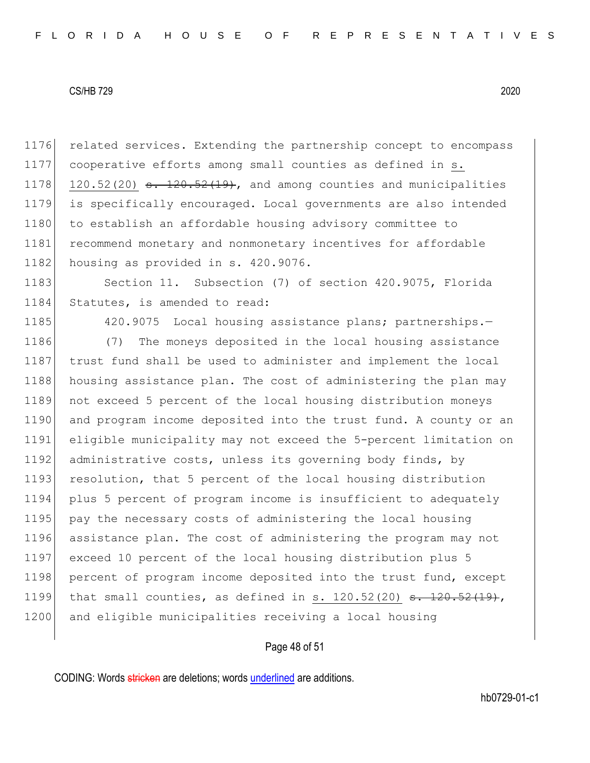related services. Extending the partnership concept to encompass cooperative efforts among small counties as defined in s. 120.52(20) ~~s. 120.52(19)~~, and among counties and municipalities is specifically encouraged. Local governments are also intended to establish an affordable housing advisory committee to recommend monetary and nonmonetary incentives for affordable housing as provided in s. 420.9076.

Section 11. Subsection (7) of section 420.9075, Florida Statutes, is amended to read:

420.9075 Local housing assistance plans; partnerships.—

(7) The moneys deposited in the local housing assistance trust fund shall be used to administer and implement the local housing assistance plan. The cost of administering the plan may not exceed 5 percent of the local housing distribution moneys and program income deposited into the trust fund. A county or an eligible municipality may not exceed the 5-percent limitation on administrative costs, unless its governing body finds, by resolution, that 5 percent of the local housing distribution plus 5 percent of program income is insufficient to adequately pay the necessary costs of administering the local housing assistance plan. The cost of administering the program may not exceed 10 percent of the local housing distribution plus 5 percent of program income deposited into the trust fund, except that small counties, as defined in s. 120.52(20) ~~s. 120.52(19)~~, and eligible municipalities receiving a local housing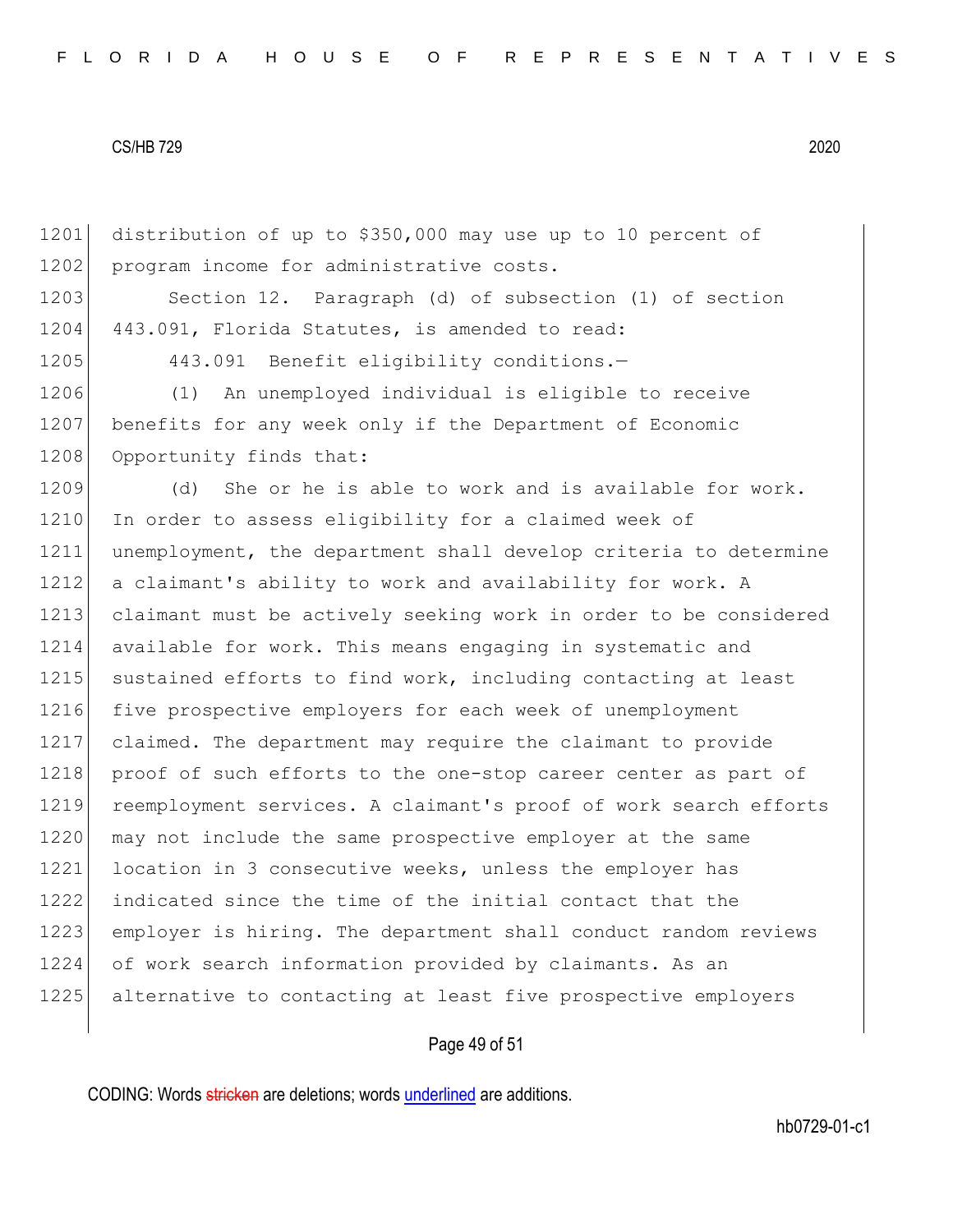distribution of up to $350,000 may use up to 10 percent of program income for administrative costs.

Section 12. Paragraph (d) of subsection (1) of section 443.091, Florida Statutes, is amended to read:

443.091 Benefit eligibility conditions.—

(1) An unemployed individual is eligible to receive benefits for any week only if the Department of Economic Opportunity finds that:

(d) She or he is able to work and is available for work. In order to assess eligibility for a claimed week of unemployment, the department shall develop criteria to determine a claimant's ability to work and availability for work. A claimant must be actively seeking work in order to be considered available for work. This means engaging in systematic and sustained efforts to find work, including contacting at least five prospective employers for each week of unemployment claimed. The department may require the claimant to provide proof of such efforts to the one-stop career center as part of reemployment services. A claimant's proof of work search efforts may not include the same prospective employer at the same location in 3 consecutive weeks, unless the employer has indicated since the time of the initial contact that the employer is hiring. The department shall conduct random reviews of work search information provided by claimants. As an alternative to contacting at least five prospective employers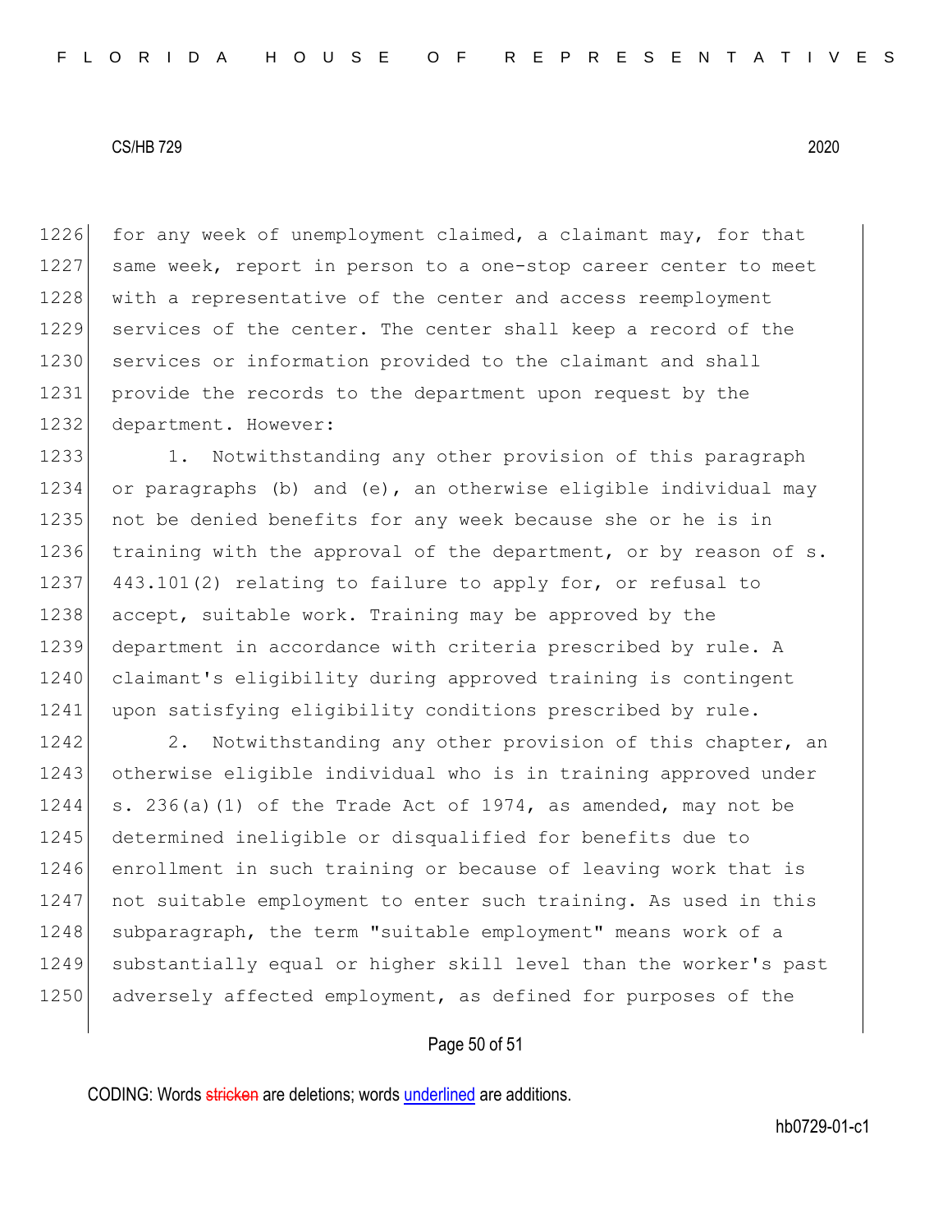for any week of unemployment claimed, a claimant may, for that same week, report in person to a one-stop career center to meet with a representative of the center and access reemployment services of the center. The center shall keep a record of the services or information provided to the claimant and shall provide the records to the department upon request by the department. However:

1. Notwithstanding any other provision of this paragraph or paragraphs (b) and (e), an otherwise eligible individual may not be denied benefits for any week because she or he is in training with the approval of the department, or by reason of s. 443.101(2) relating to failure to apply for, or refusal to accept, suitable work. Training may be approved by the department in accordance with criteria prescribed by rule. A claimant's eligibility during approved training is contingent upon satisfying eligibility conditions prescribed by rule.

2. Notwithstanding any other provision of this chapter, an otherwise eligible individual who is in training approved under s. 236(a)(1) of the Trade Act of 1974, as amended, may not be determined ineligible or disqualified for benefits due to enrollment in such training or because of leaving work that is not suitable employment to enter such training. As used in this subparagraph, the term "suitable employment" means work of a substantially equal or higher skill level than the worker's past adversely affected employment, as defined for purposes of the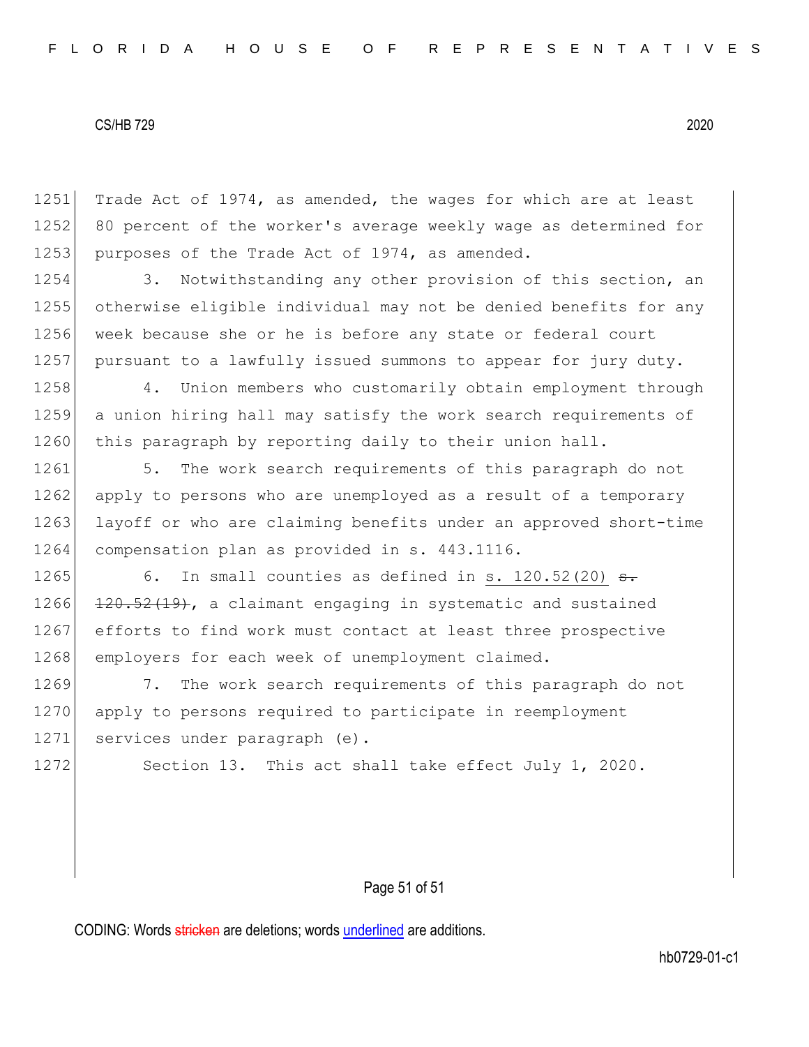1251 Trade Act of 1974, as amended, the wages for which are at least
1252 80 percent of the worker's average weekly wage as determined for
1253 purposes of the Trade Act of 1974, as amended.

1254 3. Notwithstanding any other provision of this section, an
1255 otherwise eligible individual may not be denied benefits for any
1256 week because she or he is before any state or federal court
1257 pursuant to a lawfully issued summons to appear for jury duty.

1258 4. Union members who customarily obtain employment through
1259 a union hiring hall may satisfy the work search requirements of
1260 this paragraph by reporting daily to their union hall.

1261 5. The work search requirements of this paragraph do not
1262 apply to persons who are unemployed as a result of a temporary
1263 layoff or who are claiming benefits under an approved short-time
1264 compensation plan as provided in s. 443.1116.

1265 6. In small counties as defined in <u>s. 120.52(20)</u> ~~s.~~
1266 ~~120.52(19)~~, a claimant engaging in systematic and sustained
1267 efforts to find work must contact at least three prospective
1268 employers for each week of unemployment claimed.

1269 7. The work search requirements of this paragraph do not
1270 apply to persons required to participate in reemployment
1271 services under paragraph (e).

1272 Section 13. This act shall take effect July 1, 2020.

CODING: Words ~~stricken~~ are deletions; words <u>underlined</u> are additions.